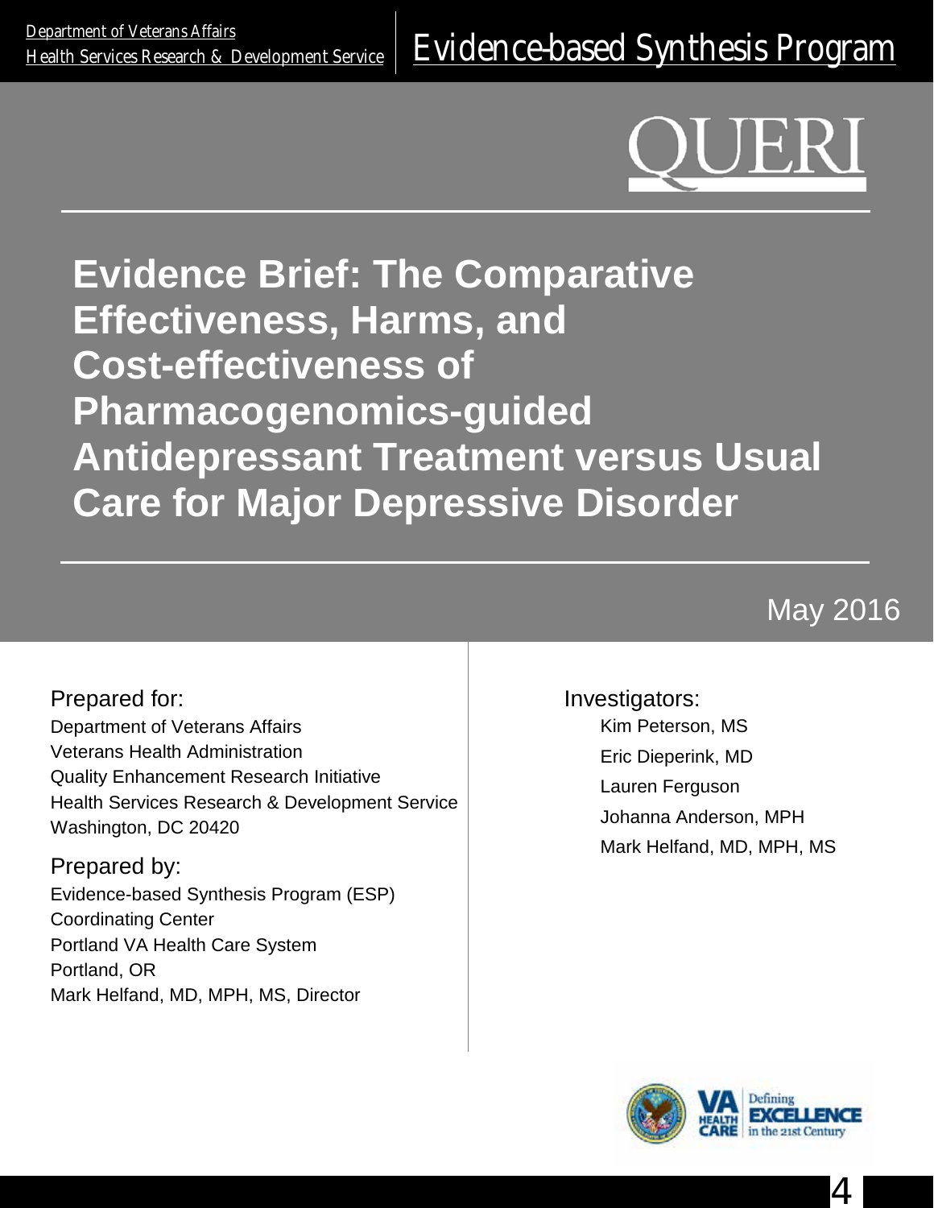Department of Veterans Affairs
Health Services Research & Development Service

Evidence-based Synthesis Program

QUERI

# Evidence Brief: The Comparative Effectiveness, Harms, and Cost-effectiveness of Pharmacogenomics-guided Antidepressant Treatment versus Usual Care for Major Depressive Disorder

May 2016

Prepared for:
Department of Veterans Affairs
Veterans Health Administration
Quality Enhancement Research Initiative
Health Services Research & Development Service
Washington, DC 20420

Prepared by:
Evidence-based Synthesis Program (ESP)
Coordinating Center
Portland VA Health Care System
Portland, OR
Mark Helfand, MD, MPH, MS, Director

Investigators:
Kim Peterson, MS
Eric Dieperink, MD
Lauren Ferguson
Johanna Anderson, MPH
Mark Helfand, MD, MPH, MS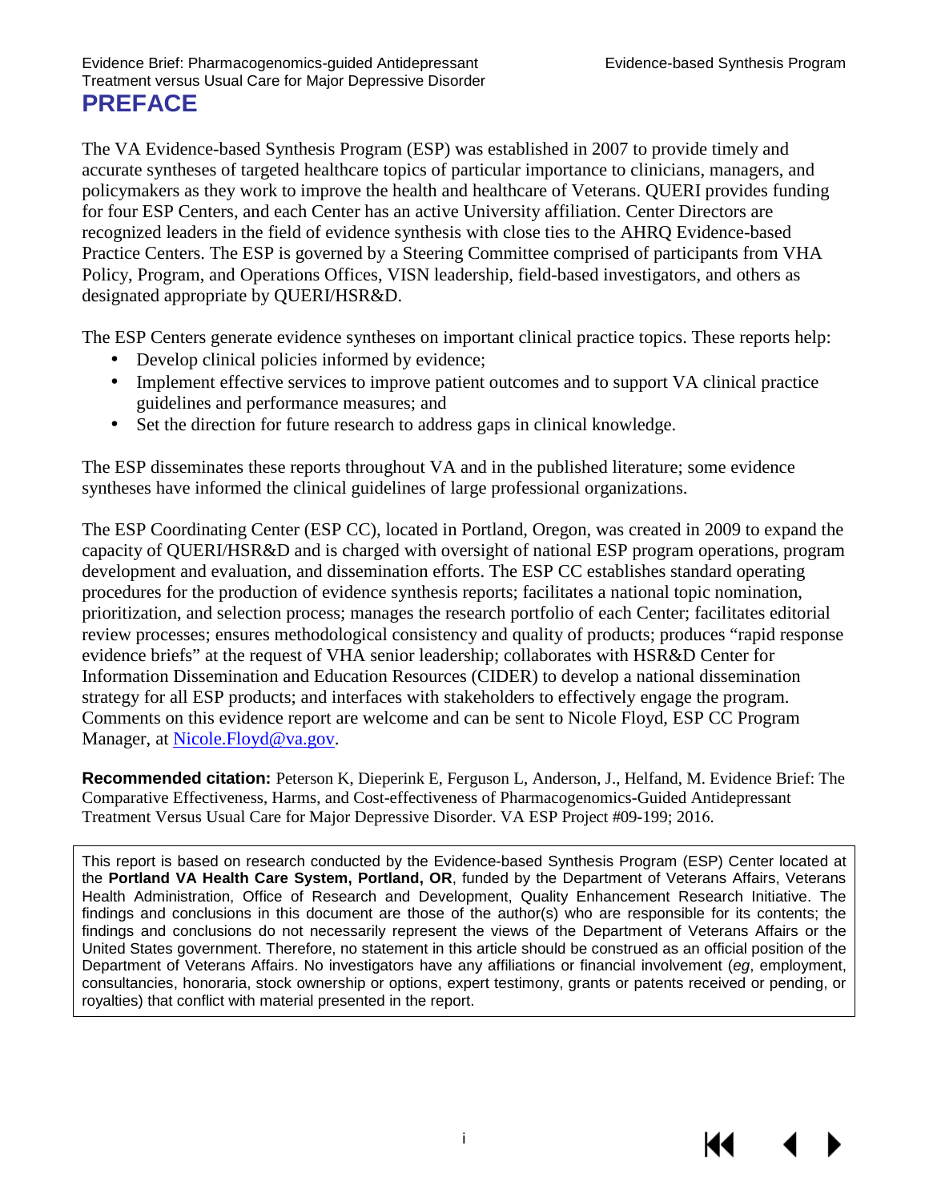# PREFACE

The VA Evidence-based Synthesis Program (ESP) was established in 2007 to provide timely and accurate syntheses of targeted healthcare topics of particular importance to clinicians, managers, and policymakers as they work to improve the health and healthcare of Veterans. QUERI provides funding for four ESP Centers, and each Center has an active University affiliation. Center Directors are recognized leaders in the field of evidence synthesis with close ties to the AHRQ Evidence-based Practice Centers. The ESP is governed by a Steering Committee comprised of participants from VHA Policy, Program, and Operations Offices, VISN leadership, field-based investigators, and others as designated appropriate by QUERI/HSR&D.

The ESP Centers generate evidence syntheses on important clinical practice topics. These reports help:

- Develop clinical policies informed by evidence;
- Implement effective services to improve patient outcomes and to support VA clinical practice guidelines and performance measures; and
- Set the direction for future research to address gaps in clinical knowledge.

The ESP disseminates these reports throughout VA and in the published literature; some evidence syntheses have informed the clinical guidelines of large professional organizations.

The ESP Coordinating Center (ESP CC), located in Portland, Oregon, was created in 2009 to expand the capacity of QUERI/HSR&D and is charged with oversight of national ESP program operations, program development and evaluation, and dissemination efforts. The ESP CC establishes standard operating procedures for the production of evidence synthesis reports; facilitates a national topic nomination, prioritization, and selection process; manages the research portfolio of each Center; facilitates editorial review processes; ensures methodological consistency and quality of products; produces "rapid response evidence briefs" at the request of VHA senior leadership; collaborates with HSR&D Center for Information Dissemination and Education Resources (CIDER) to develop a national dissemination strategy for all ESP products; and interfaces with stakeholders to effectively engage the program. Comments on this evidence report are welcome and can be sent to Nicole Floyd, ESP CC Program Manager, at Nicole.Floyd@va.gov.

**Recommended citation:** Peterson K, Dieperink E, Ferguson L, Anderson, J., Helfand, M. Evidence Brief: The Comparative Effectiveness, Harms, and Cost-effectiveness of Pharmacogenomics-Guided Antidepressant Treatment Versus Usual Care for Major Depressive Disorder. VA ESP Project #09-199; 2016.

This report is based on research conducted by the Evidence-based Synthesis Program (ESP) Center located at the **Portland VA Health Care System, Portland, OR**, funded by the Department of Veterans Affairs, Veterans Health Administration, Office of Research and Development, Quality Enhancement Research Initiative. The findings and conclusions in this document are those of the author(s) who are responsible for its contents; the findings and conclusions do not necessarily represent the views of the Department of Veterans Affairs or the United States government. Therefore, no statement in this article should be construed as an official position of the Department of Veterans Affairs. No investigators have any affiliations or financial involvement (*eg*, employment, consultancies, honoraria, stock ownership or options, expert testimony, grants or patents received or pending, or royalties) that conflict with material presented in the report.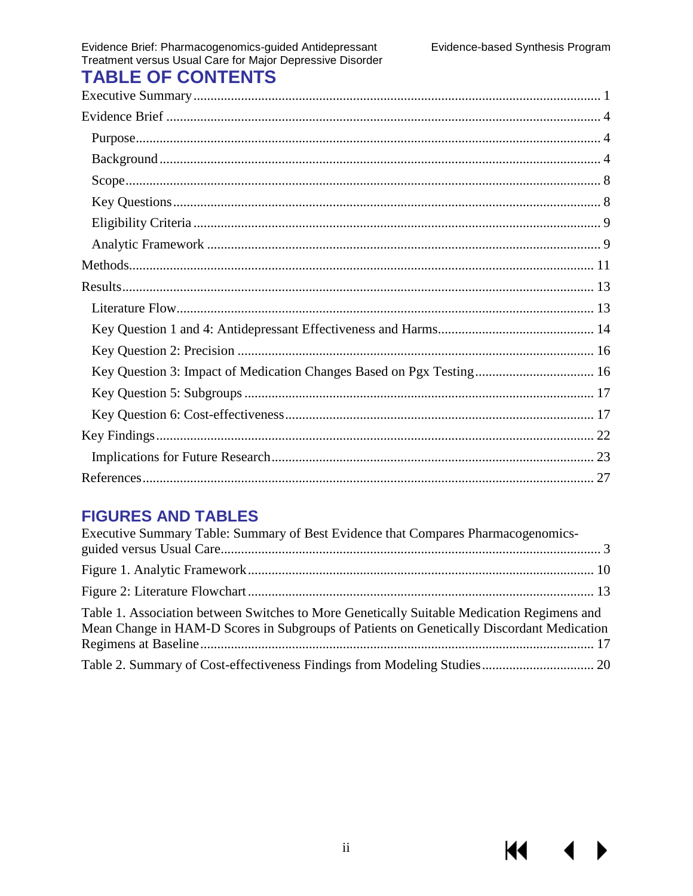# TABLE OF CONTENTS

Executive Summary ........ 1

Evidence Brief ........ 4

- Purpose ........ 4
- Background ........ 4
- Scope ........ 8
- Key Questions ........ 8
- Eligibility Criteria ........ 9
- Analytic Framework ........ 9

Methods ........ 11

Results ........ 13

- Literature Flow ........ 13
- Key Question 1 and 4: Antidepressant Effectiveness and Harms ........ 14
- Key Question 2: Precision ........ 16
- Key Question 3: Impact of Medication Changes Based on Pgx Testing ........ 16
- Key Question 5: Subgroups ........ 17
- Key Question 6: Cost-effectiveness ........ 17

Key Findings ........ 22

- Implications for Future Research ........ 23

References ........ 27

# FIGURES AND TABLES

Executive Summary Table: Summary of Best Evidence that Compares Pharmacogenomics-guided versus Usual Care ........ 3

Figure 1. Analytic Framework ........ 10

Figure 2: Literature Flowchart ........ 13

Table 1. Association between Switches to More Genetically Suitable Medication Regimens and Mean Change in HAM-D Scores in Subgroups of Patients on Genetically Discordant Medication Regimens at Baseline ........ 17

Table 2. Summary of Cost-effectiveness Findings from Modeling Studies ........ 20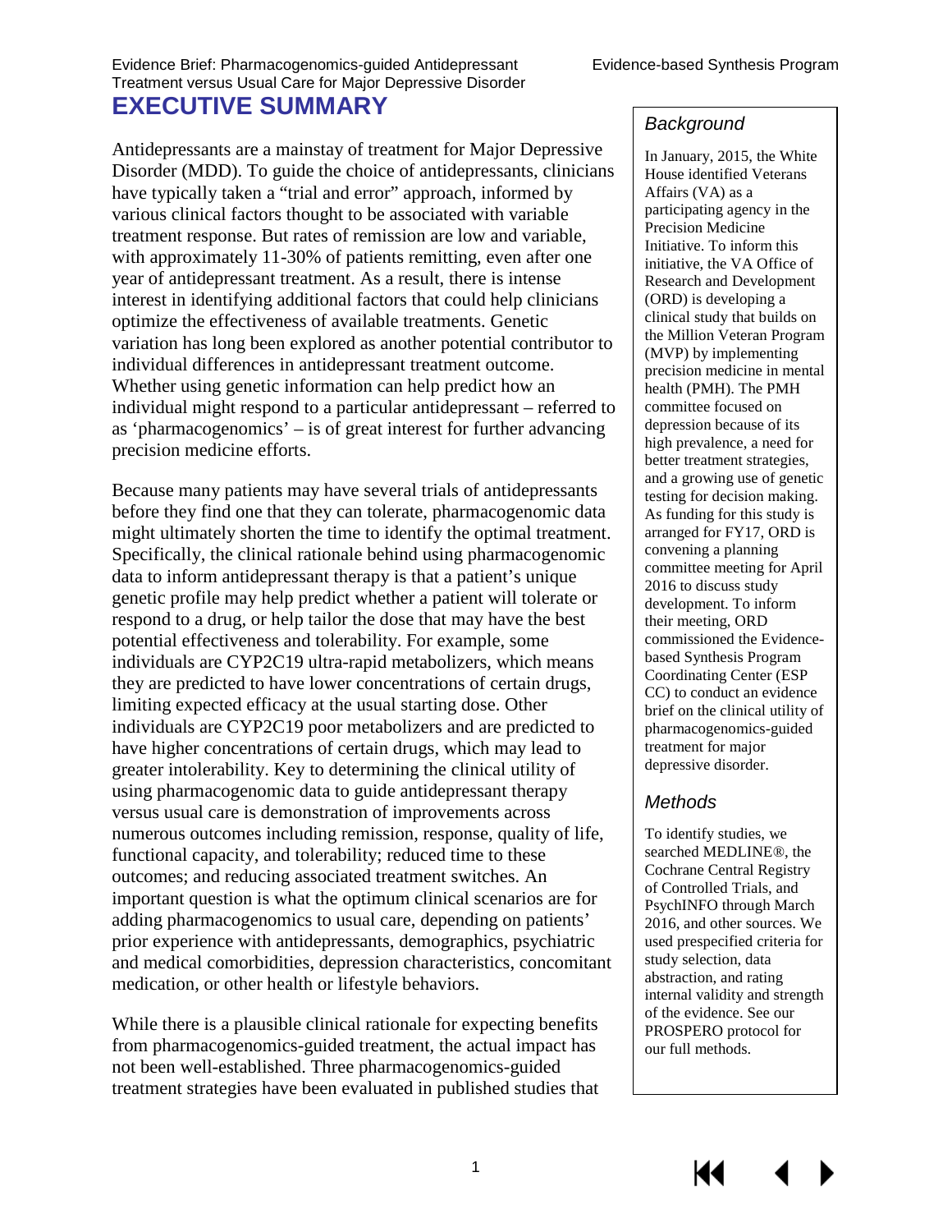# EXECUTIVE SUMMARY

Antidepressants are a mainstay of treatment for Major Depressive Disorder (MDD). To guide the choice of antidepressants, clinicians have typically taken a "trial and error" approach, informed by various clinical factors thought to be associated with variable treatment response. But rates of remission are low and variable, with approximately 11-30% of patients remitting, even after one year of antidepressant treatment. As a result, there is intense interest in identifying additional factors that could help clinicians optimize the effectiveness of available treatments. Genetic variation has long been explored as another potential contributor to individual differences in antidepressant treatment outcome. Whether using genetic information can help predict how an individual might respond to a particular antidepressant – referred to as 'pharmacogenomics' – is of great interest for further advancing precision medicine efforts.

Because many patients may have several trials of antidepressants before they find one that they can tolerate, pharmacogenomic data might ultimately shorten the time to identify the optimal treatment. Specifically, the clinical rationale behind using pharmacogenomic data to inform antidepressant therapy is that a patient's unique genetic profile may help predict whether a patient will tolerate or respond to a drug, or help tailor the dose that may have the best potential effectiveness and tolerability. For example, some individuals are CYP2C19 ultra-rapid metabolizers, which means they are predicted to have lower concentrations of certain drugs, limiting expected efficacy at the usual starting dose. Other individuals are CYP2C19 poor metabolizers and are predicted to have higher concentrations of certain drugs, which may lead to greater intolerability. Key to determining the clinical utility of using pharmacogenomic data to guide antidepressant therapy versus usual care is demonstration of improvements across numerous outcomes including remission, response, quality of life, functional capacity, and tolerability; reduced time to these outcomes; and reducing associated treatment switches. An important question is what the optimum clinical scenarios are for adding pharmacogenomics to usual care, depending on patients' prior experience with antidepressants, demographics, psychiatric and medical comorbidities, depression characteristics, concomitant medication, or other health or lifestyle behaviors.

While there is a plausible clinical rationale for expecting benefits from pharmacogenomics-guided treatment, the actual impact has not been well-established. Three pharmacogenomics-guided treatment strategies have been evaluated in published studies that

### *Background*

In January, 2015, the White House identified Veterans Affairs (VA) as a participating agency in the Precision Medicine Initiative. To inform this initiative, the VA Office of Research and Development (ORD) is developing a clinical study that builds on the Million Veteran Program (MVP) by implementing precision medicine in mental health (PMH). The PMH committee focused on depression because of its high prevalence, a need for better treatment strategies, and a growing use of genetic testing for decision making. As funding for this study is arranged for FY17, ORD is convening a planning committee meeting for April 2016 to discuss study development. To inform their meeting, ORD commissioned the Evidence-based Synthesis Program Coordinating Center (ESP CC) to conduct an evidence brief on the clinical utility of pharmacogenomics-guided treatment for major depressive disorder.

### *Methods*

To identify studies, we searched MEDLINE®, the Cochrane Central Registry of Controlled Trials, and PsychINFO through March 2016, and other sources. We used prespecified criteria for study selection, data abstraction, and rating internal validity and strength of the evidence. See our PROSPERO protocol for our full methods.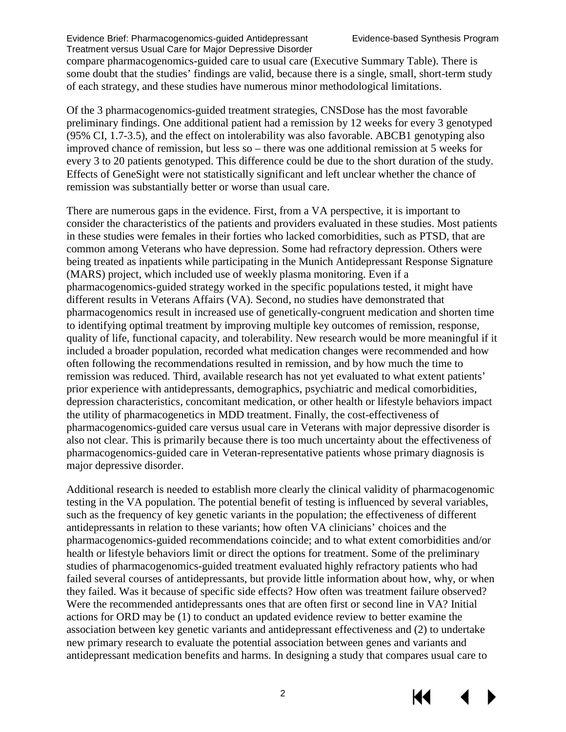compare pharmacogenomics-guided care to usual care (Executive Summary Table). There is some doubt that the studies' findings are valid, because there is a single, small, short-term study of each strategy, and these studies have numerous minor methodological limitations.

Of the 3 pharmacogenomics-guided treatment strategies, CNSDose has the most favorable preliminary findings. One additional patient had a remission by 12 weeks for every 3 genotyped (95% CI, 1.7-3.5), and the effect on intolerability was also favorable. ABCB1 genotyping also improved chance of remission, but less so – there was one additional remission at 5 weeks for every 3 to 20 patients genotyped. This difference could be due to the short duration of the study. Effects of GeneSight were not statistically significant and left unclear whether the chance of remission was substantially better or worse than usual care.

There are numerous gaps in the evidence. First, from a VA perspective, it is important to consider the characteristics of the patients and providers evaluated in these studies. Most patients in these studies were females in their forties who lacked comorbidities, such as PTSD, that are common among Veterans who have depression. Some had refractory depression. Others were being treated as inpatients while participating in the Munich Antidepressant Response Signature (MARS) project, which included use of weekly plasma monitoring. Even if a pharmacogenomics-guided strategy worked in the specific populations tested, it might have different results in Veterans Affairs (VA). Second, no studies have demonstrated that pharmacogenomics result in increased use of genetically-congruent medication and shorten time to identifying optimal treatment by improving multiple key outcomes of remission, response, quality of life, functional capacity, and tolerability. New research would be more meaningful if it included a broader population, recorded what medication changes were recommended and how often following the recommendations resulted in remission, and by how much the time to remission was reduced. Third, available research has not yet evaluated to what extent patients' prior experience with antidepressants, demographics, psychiatric and medical comorbidities, depression characteristics, concomitant medication, or other health or lifestyle behaviors impact the utility of pharmacogenetics in MDD treatment. Finally, the cost-effectiveness of pharmacogenomics-guided care versus usual care in Veterans with major depressive disorder is also not clear. This is primarily because there is too much uncertainty about the effectiveness of pharmacogenomics-guided care in Veteran-representative patients whose primary diagnosis is major depressive disorder.

Additional research is needed to establish more clearly the clinical validity of pharmacogenomic testing in the VA population. The potential benefit of testing is influenced by several variables, such as the frequency of key genetic variants in the population; the effectiveness of different antidepressants in relation to these variants; how often VA clinicians' choices and the pharmacogenomics-guided recommendations coincide; and to what extent comorbidities and/or health or lifestyle behaviors limit or direct the options for treatment. Some of the preliminary studies of pharmacogenomics-guided treatment evaluated highly refractory patients who had failed several courses of antidepressants, but provide little information about how, why, or when they failed. Was it because of specific side effects? How often was treatment failure observed? Were the recommended antidepressants ones that are often first or second line in VA? Initial actions for ORD may be (1) to conduct an updated evidence review to better examine the association between key genetic variants and antidepressant effectiveness and (2) to undertake new primary research to evaluate the potential association between genes and variants and antidepressant medication benefits and harms. In designing a study that compares usual care to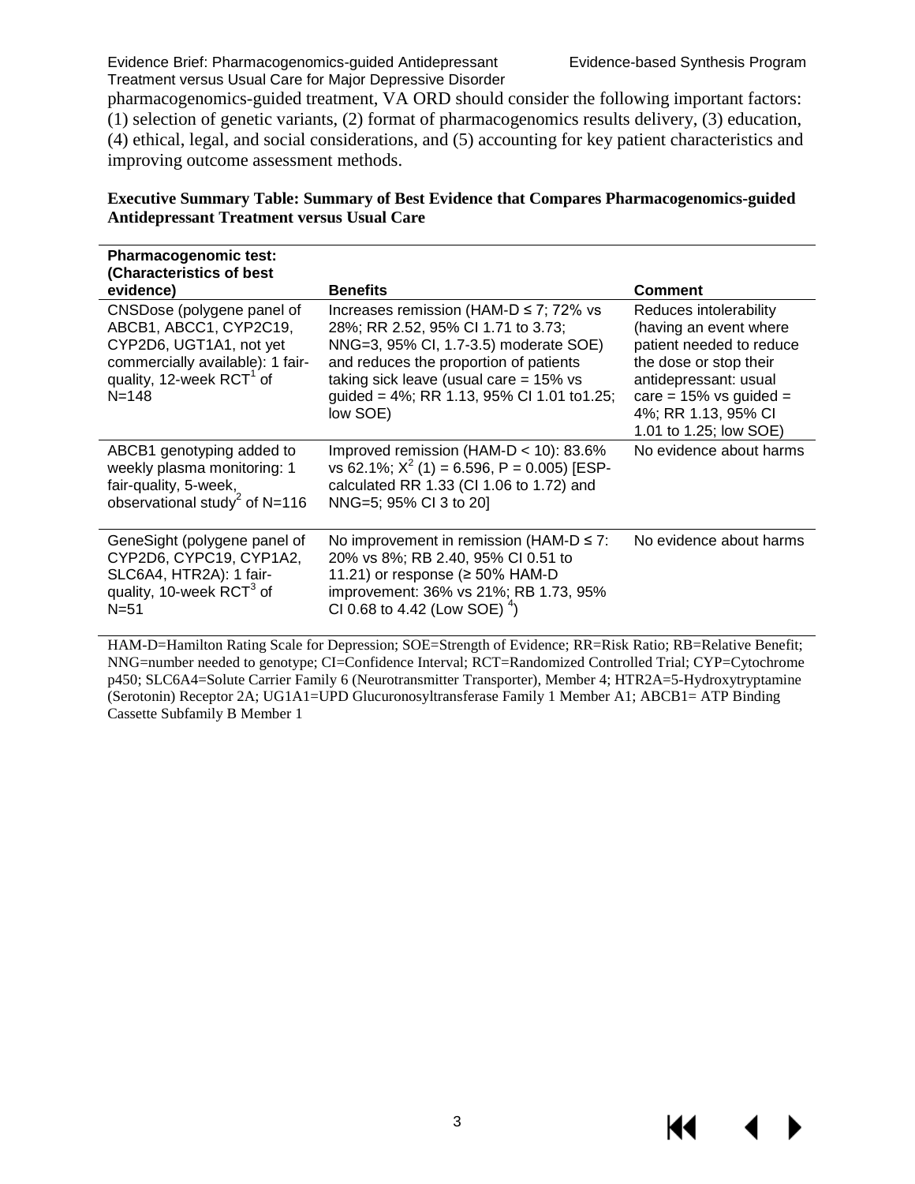pharmacogenomics-guided treatment, VA ORD should consider the following important factors: (1) selection of genetic variants, (2) format of pharmacogenomics results delivery, (3) education, (4) ethical, legal, and social considerations, and (5) accounting for key patient characteristics and improving outcome assessment methods.

**Executive Summary Table: Summary of Best Evidence that Compares Pharmacogenomics-guided Antidepressant Treatment versus Usual Care**

| Pharmacogenomic test: (Characteristics of best evidence) | Benefits | Comment |
|---|---|---|
| CNSDose (polygene panel of ABCB1, ABCC1, CYP2C19, CYP2D6, UGT1A1, not yet commercially available): 1 fair-quality, 12-week RCT[1] of N=148 | Increases remission (HAM-D ≤ 7; 72% vs 28%; RR 2.52, 95% CI 1.71 to 3.73; NNG=3, 95% CI, 1.7-3.5) moderate SOE) and reduces the proportion of patients taking sick leave (usual care = 15% vs guided = 4%; RR 1.13, 95% CI 1.01 to1.25; low SOE) | Reduces intolerability (having an event where patient needed to reduce the dose or stop their antidepressant: usual care = 15% vs guided = 4%; RR 1.13, 95% CI 1.01 to 1.25; low SOE) |
| ABCB1 genotyping added to weekly plasma monitoring: 1 fair-quality, 5-week, observational study[2] of N=116 | Improved remission (HAM-D < 10): 83.6% vs 62.1%; $X^2$ (1) = 6.596, P = 0.005) [ESP-calculated RR 1.33 (CI 1.06 to 1.72) and NNG=5; 95% CI 3 to 20] | No evidence about harms |
| GeneSight (polygene panel of CYP2D6, CYPC19, CYP1A2, SLC6A4, HTR2A): 1 fair-quality, 10-week RCT[3] of N=51 | No improvement in remission (HAM-D ≤ 7: 20% vs 8%; RB 2.40, 95% CI 0.51 to 11.21) or response (≥ 50% HAM-D improvement: 36% vs 21%; RB 1.73, 95% CI 0.68 to 4.42 (Low SOE) [4]) | No evidence about harms |

HAM-D=Hamilton Rating Scale for Depression; SOE=Strength of Evidence; RR=Risk Ratio; RB=Relative Benefit; NNG=number needed to genotype; CI=Confidence Interval; RCT=Randomized Controlled Trial; CYP=Cytochrome p450; SLC6A4=Solute Carrier Family 6 (Neurotransmitter Transporter), Member 4; HTR2A=5-Hydroxytryptamine (Serotonin) Receptor 2A; UG1A1=UPD Glucuronosyltransferase Family 1 Member A1; ABCB1= ATP Binding Cassette Subfamily B Member 1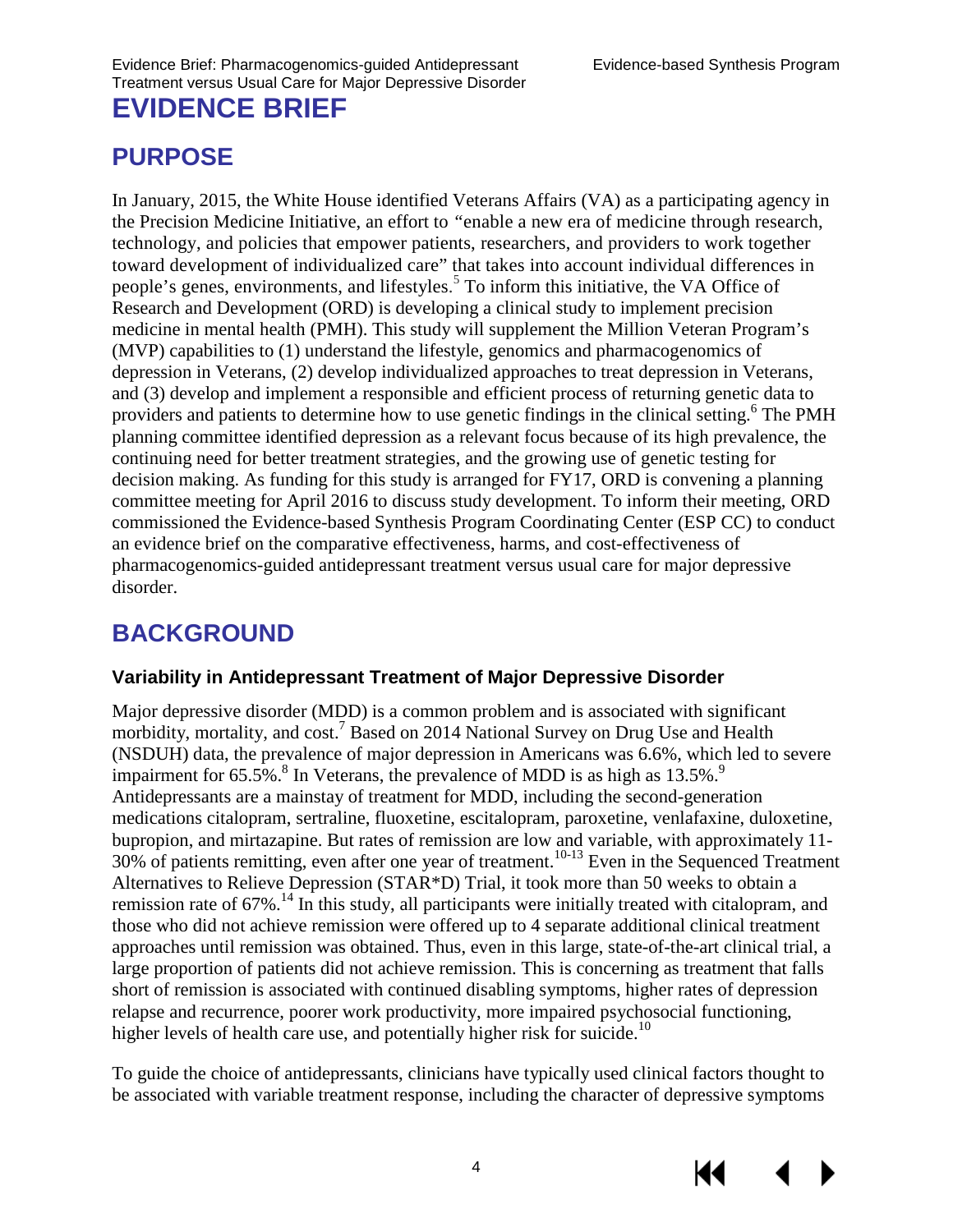# EVIDENCE BRIEF

## PURPOSE

In January, 2015, the White House identified Veterans Affairs (VA) as a participating agency in the Precision Medicine Initiative, an effort to "enable a new era of medicine through research, technology, and policies that empower patients, researchers, and providers to work together toward development of individualized care" that takes into account individual differences in people's genes, environments, and lifestyles.[5] To inform this initiative, the VA Office of Research and Development (ORD) is developing a clinical study to implement precision medicine in mental health (PMH). This study will supplement the Million Veteran Program's (MVP) capabilities to (1) understand the lifestyle, genomics and pharmacogenomics of depression in Veterans, (2) develop individualized approaches to treat depression in Veterans, and (3) develop and implement a responsible and efficient process of returning genetic data to providers and patients to determine how to use genetic findings in the clinical setting.[6] The PMH planning committee identified depression as a relevant focus because of its high prevalence, the continuing need for better treatment strategies, and the growing use of genetic testing for decision making. As funding for this study is arranged for FY17, ORD is convening a planning committee meeting for April 2016 to discuss study development. To inform their meeting, ORD commissioned the Evidence-based Synthesis Program Coordinating Center (ESP CC) to conduct an evidence brief on the comparative effectiveness, harms, and cost-effectiveness of pharmacogenomics-guided antidepressant treatment versus usual care for major depressive disorder.

## BACKGROUND

### Variability in Antidepressant Treatment of Major Depressive Disorder

Major depressive disorder (MDD) is a common problem and is associated with significant morbidity, mortality, and cost.[7] Based on 2014 National Survey on Drug Use and Health (NSDUH) data, the prevalence of major depression in Americans was 6.6%, which led to severe impairment for 65.5%.[8] In Veterans, the prevalence of MDD is as high as 13.5%.[9] Antidepressants are a mainstay of treatment for MDD, including the second-generation medications citalopram, sertraline, fluoxetine, escitalopram, paroxetine, venlafaxine, duloxetine, bupropion, and mirtazapine. But rates of remission are low and variable, with approximately 11-30% of patients remitting, even after one year of treatment.[10-13] Even in the Sequenced Treatment Alternatives to Relieve Depression (STAR*D) Trial, it took more than 50 weeks to obtain a remission rate of 67%.[14] In this study, all participants were initially treated with citalopram, and those who did not achieve remission were offered up to 4 separate additional clinical treatment approaches until remission was obtained. Thus, even in this large, state-of-the-art clinical trial, a large proportion of patients did not achieve remission. This is concerning as treatment that falls short of remission is associated with continued disabling symptoms, higher rates of depression relapse and recurrence, poorer work productivity, more impaired psychosocial functioning, higher levels of health care use, and potentially higher risk for suicide.[10]

To guide the choice of antidepressants, clinicians have typically used clinical factors thought to be associated with variable treatment response, including the character of depressive symptoms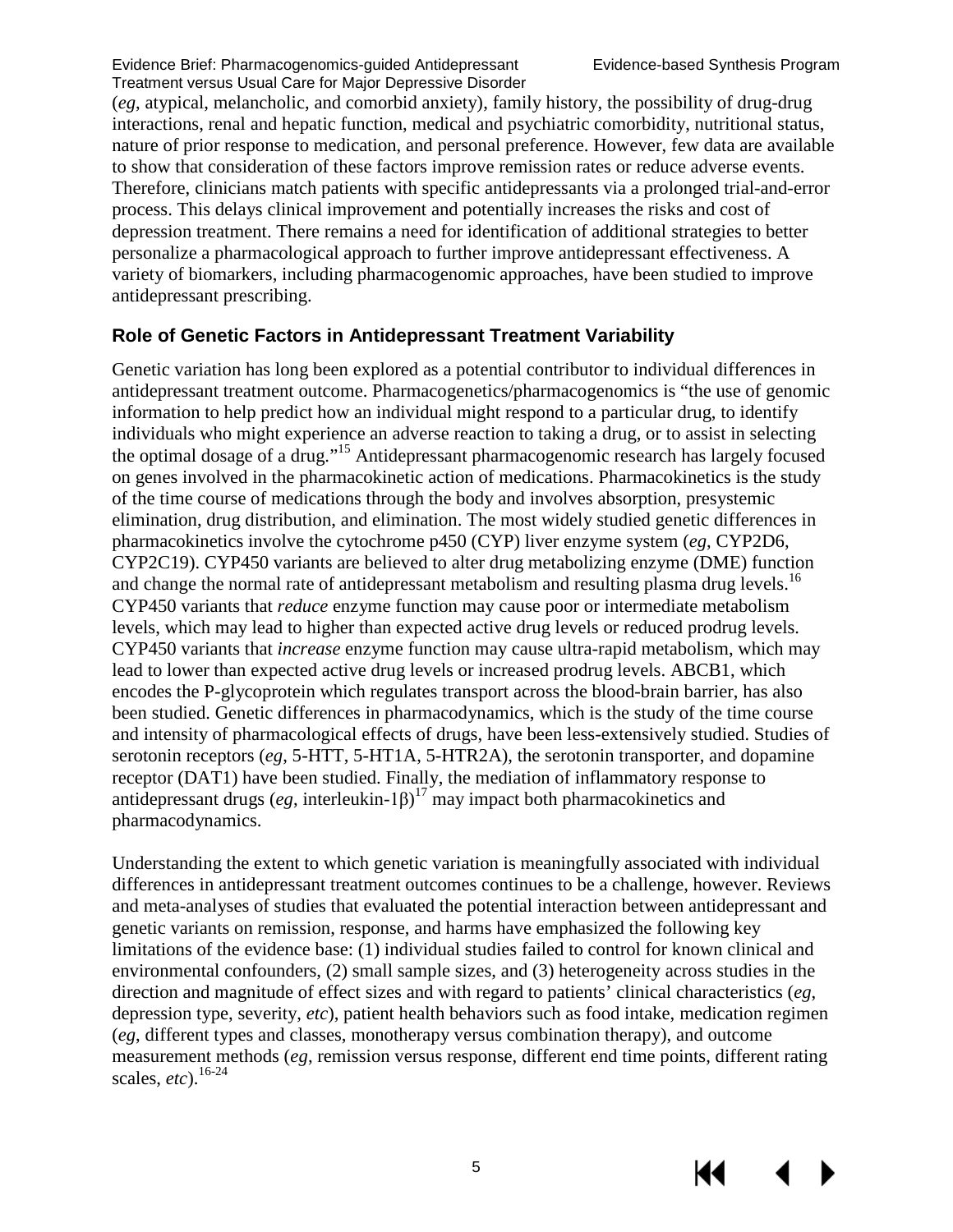(*eg*, atypical, melancholic, and comorbid anxiety), family history, the possibility of drug-drug interactions, renal and hepatic function, medical and psychiatric comorbidity, nutritional status, nature of prior response to medication, and personal preference. However, few data are available to show that consideration of these factors improve remission rates or reduce adverse events. Therefore, clinicians match patients with specific antidepressants via a prolonged trial-and-error process. This delays clinical improvement and potentially increases the risks and cost of depression treatment. There remains a need for identification of additional strategies to better personalize a pharmacological approach to further improve antidepressant effectiveness. A variety of biomarkers, including pharmacogenomic approaches, have been studied to improve antidepressant prescribing.

## Role of Genetic Factors in Antidepressant Treatment Variability

Genetic variation has long been explored as a potential contributor to individual differences in antidepressant treatment outcome. Pharmacogenetics/pharmacogenomics is "the use of genomic information to help predict how an individual might respond to a particular drug, to identify individuals who might experience an adverse reaction to taking a drug, or to assist in selecting the optimal dosage of a drug."[15] Antidepressant pharmacogenomic research has largely focused on genes involved in the pharmacokinetic action of medications. Pharmacokinetics is the study of the time course of medications through the body and involves absorption, presystemic elimination, drug distribution, and elimination. The most widely studied genetic differences in pharmacokinetics involve the cytochrome p450 (CYP) liver enzyme system (*eg*, CYP2D6, CYP2C19). CYP450 variants are believed to alter drug metabolizing enzyme (DME) function and change the normal rate of antidepressant metabolism and resulting plasma drug levels.[16] CYP450 variants that *reduce* enzyme function may cause poor or intermediate metabolism levels, which may lead to higher than expected active drug levels or reduced prodrug levels. CYP450 variants that *increase* enzyme function may cause ultra-rapid metabolism, which may lead to lower than expected active drug levels or increased prodrug levels. ABCB1, which encodes the P-glycoprotein which regulates transport across the blood-brain barrier, has also been studied. Genetic differences in pharmacodynamics, which is the study of the time course and intensity of pharmacological effects of drugs, have been less-extensively studied. Studies of serotonin receptors (*eg*, 5-HTT, 5-HT1A, 5-HTR2A), the serotonin transporter, and dopamine receptor (DAT1) have been studied. Finally, the mediation of inflammatory response to antidepressant drugs (*eg*, interleukin-1β)[17] may impact both pharmacokinetics and pharmacodynamics.

Understanding the extent to which genetic variation is meaningfully associated with individual differences in antidepressant treatment outcomes continues to be a challenge, however. Reviews and meta-analyses of studies that evaluated the potential interaction between antidepressant and genetic variants on remission, response, and harms have emphasized the following key limitations of the evidence base: (1) individual studies failed to control for known clinical and environmental confounders, (2) small sample sizes, and (3) heterogeneity across studies in the direction and magnitude of effect sizes and with regard to patients' clinical characteristics (*eg*, depression type, severity, *etc*), patient health behaviors such as food intake, medication regimen (*eg*, different types and classes, monotherapy versus combination therapy), and outcome measurement methods (*eg*, remission versus response, different end time points, different rating scales, *etc*).[16-24]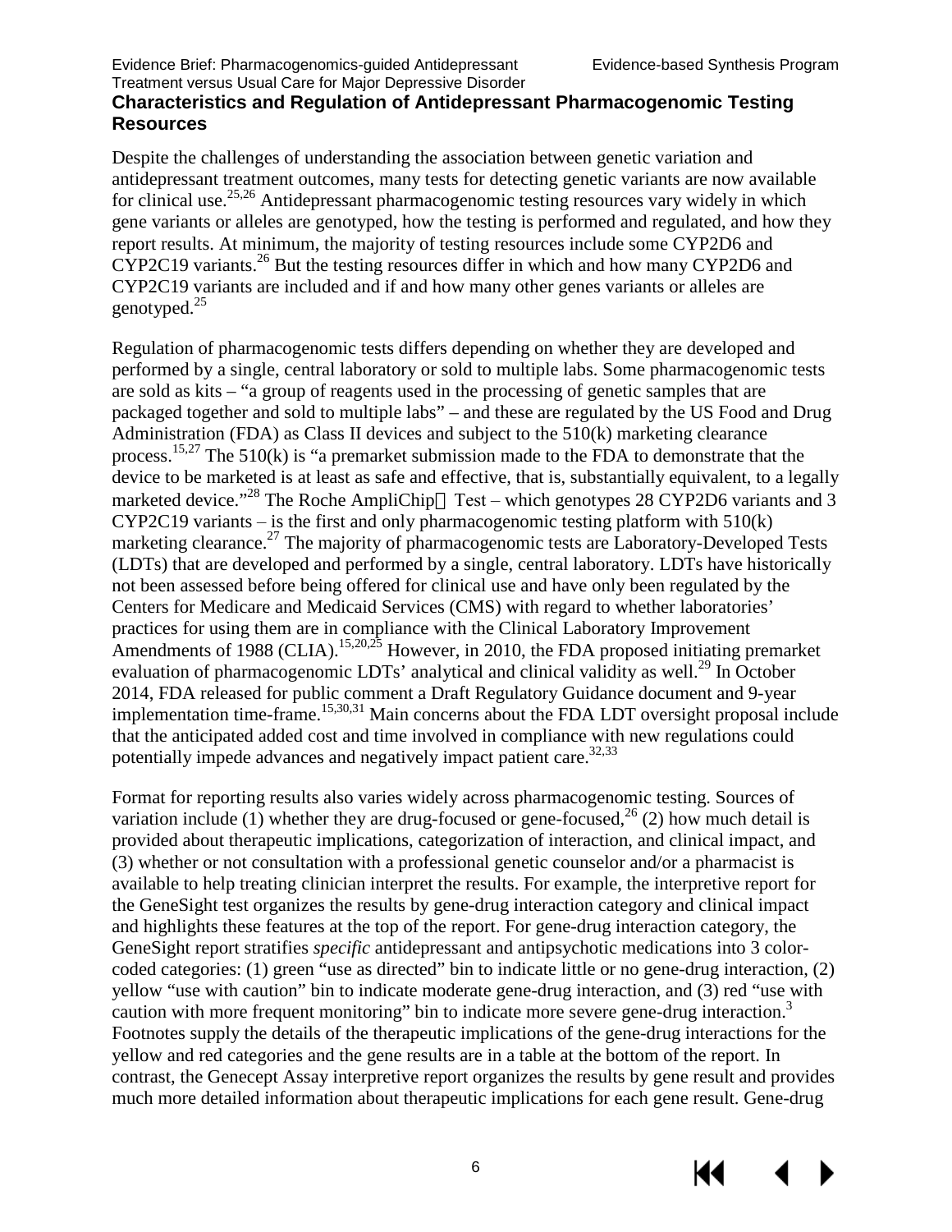## Characteristics and Regulation of Antidepressant Pharmacogenomic Testing Resources

Despite the challenges of understanding the association between genetic variation and antidepressant treatment outcomes, many tests for detecting genetic variants are now available for clinical use.[25,26] Antidepressant pharmacogenomic testing resources vary widely in which gene variants or alleles are genotyped, how the testing is performed and regulated, and how they report results. At minimum, the majority of testing resources include some CYP2D6 and CYP2C19 variants.[26] But the testing resources differ in which and how many CYP2D6 and CYP2C19 variants are included and if and how many other genes variants or alleles are genotyped.[25]

Regulation of pharmacogenomic tests differs depending on whether they are developed and performed by a single, central laboratory or sold to multiple labs. Some pharmacogenomic tests are sold as kits – "a group of reagents used in the processing of genetic samples that are packaged together and sold to multiple labs" – and these are regulated by the US Food and Drug Administration (FDA) as Class II devices and subject to the 510(k) marketing clearance process.[15,27] The 510(k) is "a premarket submission made to the FDA to demonstrate that the device to be marketed is at least as safe and effective, that is, substantially equivalent, to a legally marketed device."[28] The Roche AmpliChip Test – which genotypes 28 CYP2D6 variants and 3 CYP2C19 variants – is the first and only pharmacogenomic testing platform with 510(k) marketing clearance.[27] The majority of pharmacogenomic tests are Laboratory-Developed Tests (LDTs) that are developed and performed by a single, central laboratory. LDTs have historically not been assessed before being offered for clinical use and have only been regulated by the Centers for Medicare and Medicaid Services (CMS) with regard to whether laboratories' practices for using them are in compliance with the Clinical Laboratory Improvement Amendments of 1988 (CLIA).[15,20,25] However, in 2010, the FDA proposed initiating premarket evaluation of pharmacogenomic LDTs' analytical and clinical validity as well.[29] In October 2014, FDA released for public comment a Draft Regulatory Guidance document and 9-year implementation time-frame.[15,30,31] Main concerns about the FDA LDT oversight proposal include that the anticipated added cost and time involved in compliance with new regulations could potentially impede advances and negatively impact patient care.[32,33]

Format for reporting results also varies widely across pharmacogenomic testing. Sources of variation include (1) whether they are drug-focused or gene-focused,[26] (2) how much detail is provided about therapeutic implications, categorization of interaction, and clinical impact, and (3) whether or not consultation with a professional genetic counselor and/or a pharmacist is available to help treating clinician interpret the results. For example, the interpretive report for the GeneSight test organizes the results by gene-drug interaction category and clinical impact and highlights these features at the top of the report. For gene-drug interaction category, the GeneSight report stratifies *specific* antidepressant and antipsychotic medications into 3 color-coded categories: (1) green "use as directed" bin to indicate little or no gene-drug interaction, (2) yellow "use with caution" bin to indicate moderate gene-drug interaction, and (3) red "use with caution with more frequent monitoring" bin to indicate more severe gene-drug interaction.[3] Footnotes supply the details of the therapeutic implications of the gene-drug interactions for the yellow and red categories and the gene results are in a table at the bottom of the report. In contrast, the Genecept Assay interpretive report organizes the results by gene result and provides much more detailed information about therapeutic implications for each gene result. Gene-drug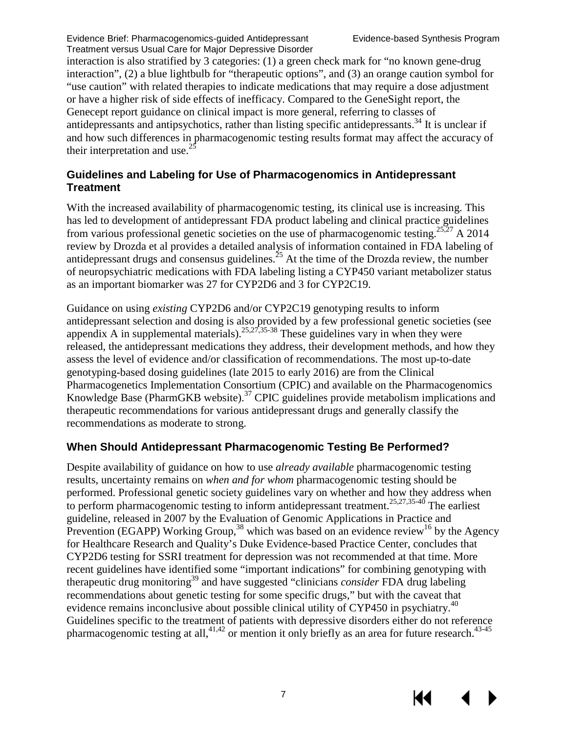interaction is also stratified by 3 categories: (1) a green check mark for "no known gene-drug interaction", (2) a blue lightbulb for "therapeutic options", and (3) an orange caution symbol for "use caution" with related therapies to indicate medications that may require a dose adjustment or have a higher risk of side effects of inefficacy. Compared to the GeneSight report, the Genecept report guidance on clinical impact is more general, referring to classes of antidepressants and antipsychotics, rather than listing specific antidepressants.[34] It is unclear if and how such differences in pharmacogenomic testing results format may affect the accuracy of their interpretation and use.[25]

### Guidelines and Labeling for Use of Pharmacogenomics in Antidepressant Treatment

With the increased availability of pharmacogenomic testing, its clinical use is increasing. This has led to development of antidepressant FDA product labeling and clinical practice guidelines from various professional genetic societies on the use of pharmacogenomic testing.[25,27] A 2014 review by Drozda et al provides a detailed analysis of information contained in FDA labeling of antidepressant drugs and consensus guidelines.[25] At the time of the Drozda review, the number of neuropsychiatric medications with FDA labeling listing a CYP450 variant metabolizer status as an important biomarker was 27 for CYP2D6 and 3 for CYP2C19.

Guidance on using *existing* CYP2D6 and/or CYP2C19 genotyping results to inform antidepressant selection and dosing is also provided by a few professional genetic societies (see appendix A in supplemental materials).[25,27,35-38] These guidelines vary in when they were released, the antidepressant medications they address, their development methods, and how they assess the level of evidence and/or classification of recommendations. The most up-to-date genotyping-based dosing guidelines (late 2015 to early 2016) are from the Clinical Pharmacogenetics Implementation Consortium (CPIC) and available on the Pharmacogenomics Knowledge Base (PharmGKB website).[37] CPIC guidelines provide metabolism implications and therapeutic recommendations for various antidepressant drugs and generally classify the recommendations as moderate to strong.

### When Should Antidepressant Pharmacogenomic Testing Be Performed?

Despite availability of guidance on how to use *already available* pharmacogenomic testing results, uncertainty remains on *when and for whom* pharmacogenomic testing should be performed. Professional genetic society guidelines vary on whether and how they address when to perform pharmacogenomic testing to inform antidepressant treatment.[25,27,35-40] The earliest guideline, released in 2007 by the Evaluation of Genomic Applications in Practice and Prevention (EGAPP) Working Group,[38] which was based on an evidence review[16] by the Agency for Healthcare Research and Quality's Duke Evidence-based Practice Center, concludes that CYP2D6 testing for SSRI treatment for depression was not recommended at that time. More recent guidelines have identified some "important indications" for combining genotyping with therapeutic drug monitoring[39] and have suggested "clinicians *consider* FDA drug labeling recommendations about genetic testing for some specific drugs," but with the caveat that evidence remains inconclusive about possible clinical utility of CYP450 in psychiatry.[40] Guidelines specific to the treatment of patients with depressive disorders either do not reference pharmacogenomic testing at all,[41,42] or mention it only briefly as an area for future research.[43-45]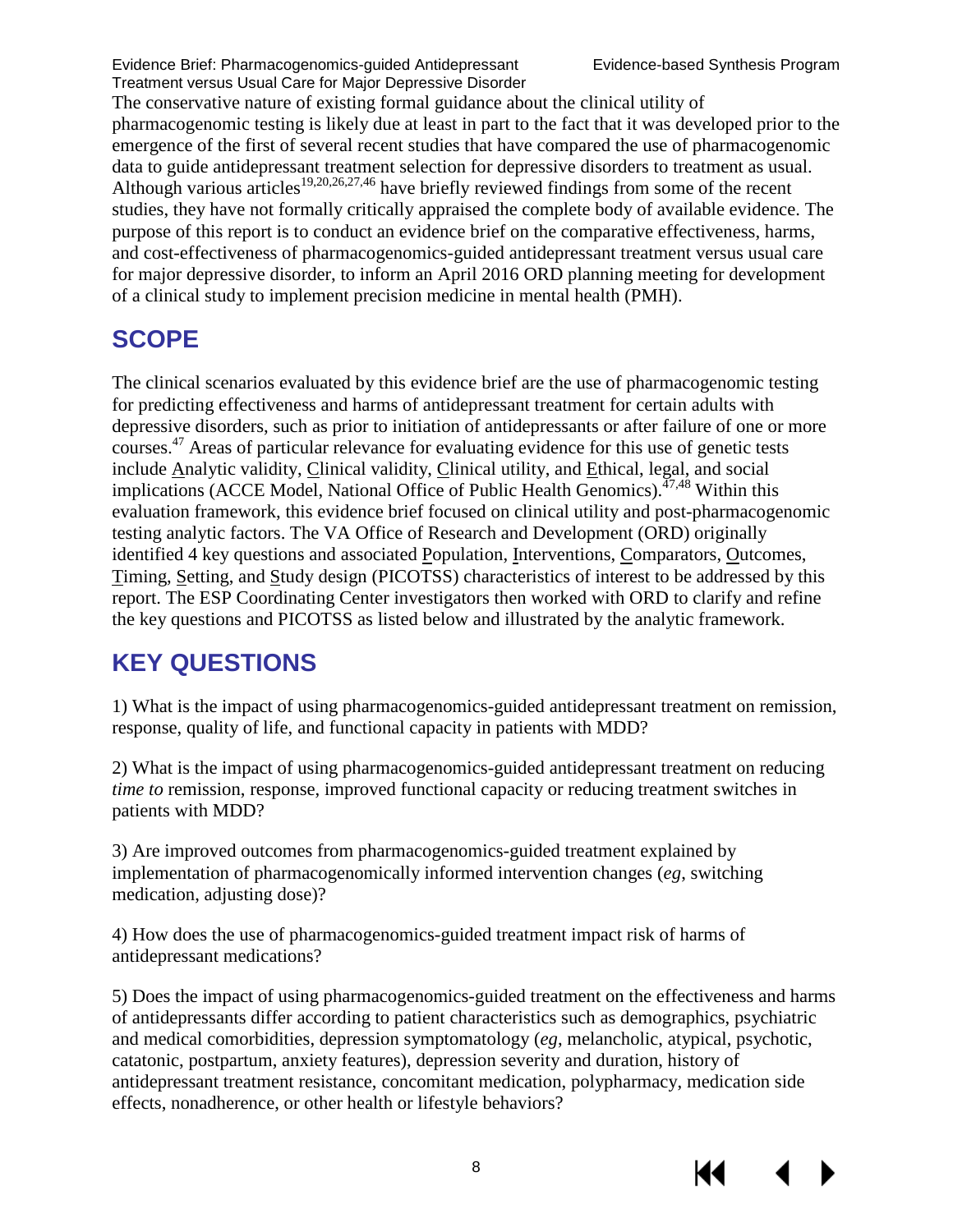The conservative nature of existing formal guidance about the clinical utility of pharmacogenomic testing is likely due at least in part to the fact that it was developed prior to the emergence of the first of several recent studies that have compared the use of pharmacogenomic data to guide antidepressant treatment selection for depressive disorders to treatment as usual. Although various articles[19,20,26,27,46] have briefly reviewed findings from some of the recent studies, they have not formally critically appraised the complete body of available evidence. The purpose of this report is to conduct an evidence brief on the comparative effectiveness, harms, and cost-effectiveness of pharmacogenomics-guided antidepressant treatment versus usual care for major depressive disorder, to inform an April 2016 ORD planning meeting for development of a clinical study to implement precision medicine in mental health (PMH).

## SCOPE

The clinical scenarios evaluated by this evidence brief are the use of pharmacogenomic testing for predicting effectiveness and harms of antidepressant treatment for certain adults with depressive disorders, such as prior to initiation of antidepressants or after failure of one or more courses.[47] Areas of particular relevance for evaluating evidence for this use of genetic tests include Analytic validity, Clinical validity, Clinical utility, and Ethical, legal, and social implications (ACCE Model, National Office of Public Health Genomics).[47,48] Within this evaluation framework, this evidence brief focused on clinical utility and post-pharmacogenomic testing analytic factors. The VA Office of Research and Development (ORD) originally identified 4 key questions and associated Population, Interventions, Comparators, Outcomes, Timing, Setting, and Study design (PICOTSS) characteristics of interest to be addressed by this report. The ESP Coordinating Center investigators then worked with ORD to clarify and refine the key questions and PICOTSS as listed below and illustrated by the analytic framework.

## KEY QUESTIONS

1) What is the impact of using pharmacogenomics-guided antidepressant treatment on remission, response, quality of life, and functional capacity in patients with MDD?

2) What is the impact of using pharmacogenomics-guided antidepressant treatment on reducing *time to* remission, response, improved functional capacity or reducing treatment switches in patients with MDD?

3) Are improved outcomes from pharmacogenomics-guided treatment explained by implementation of pharmacogenomically informed intervention changes (*eg*, switching medication, adjusting dose)?

4) How does the use of pharmacogenomics-guided treatment impact risk of harms of antidepressant medications?

5) Does the impact of using pharmacogenomics-guided treatment on the effectiveness and harms of antidepressants differ according to patient characteristics such as demographics, psychiatric and medical comorbidities, depression symptomatology (*eg*, melancholic, atypical, psychotic, catatonic, postpartum, anxiety features), depression severity and duration, history of antidepressant treatment resistance, concomitant medication, polypharmacy, medication side effects, nonadherence, or other health or lifestyle behaviors?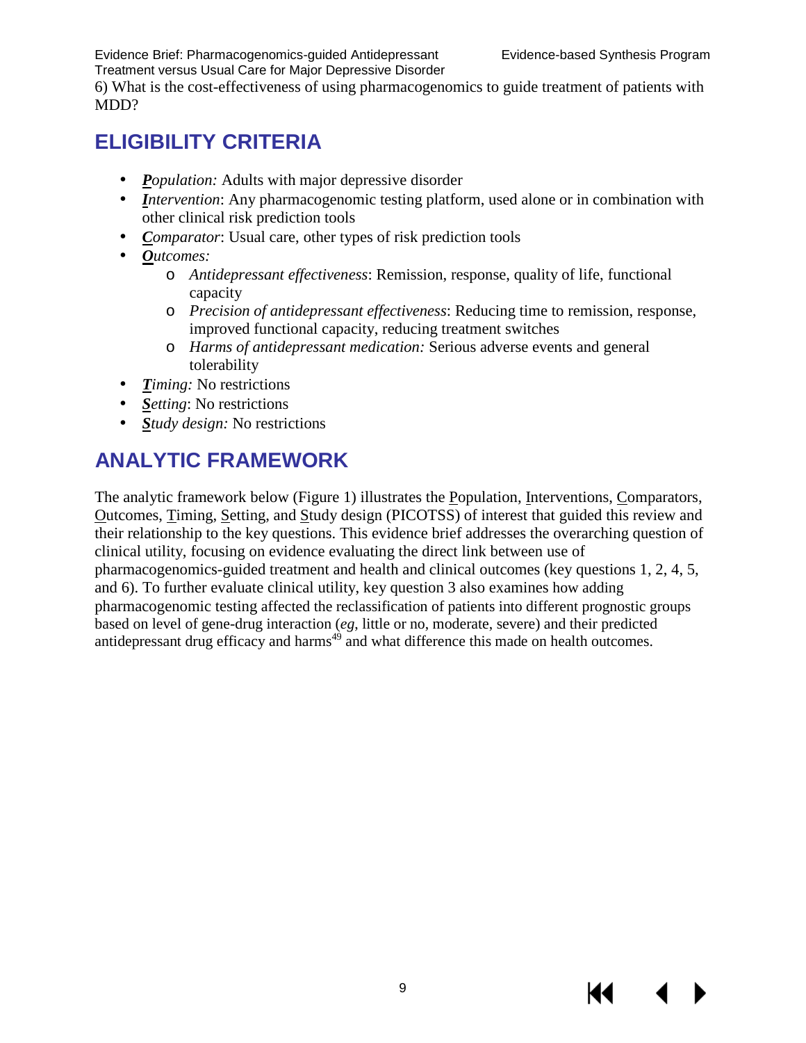6) What is the cost-effectiveness of using pharmacogenomics to guide treatment of patients with MDD?

## ELIGIBILITY CRITERIA

- ***P**opulation:* Adults with major depressive disorder
- ***I**ntervention*: Any pharmacogenomic testing platform, used alone or in combination with other clinical risk prediction tools
- ***C**omparator*: Usual care, other types of risk prediction tools
- ***O**utcomes:*
  - *Antidepressant effectiveness*: Remission, response, quality of life, functional capacity
  - *Precision of antidepressant effectiveness*: Reducing time to remission, response, improved functional capacity, reducing treatment switches
  - *Harms of antidepressant medication:* Serious adverse events and general tolerability
- ***T**iming:* No restrictions
- ***S**etting*: No restrictions
- ***S**tudy design:* No restrictions

## ANALYTIC FRAMEWORK

The analytic framework below (Figure 1) illustrates the Population, Interventions, Comparators, Outcomes, Timing, Setting, and Study design (PICOTSS) of interest that guided this review and their relationship to the key questions. This evidence brief addresses the overarching question of clinical utility, focusing on evidence evaluating the direct link between use of pharmacogenomics-guided treatment and health and clinical outcomes (key questions 1, 2, 4, 5, and 6). To further evaluate clinical utility, key question 3 also examines how adding pharmacogenomic testing affected the reclassification of patients into different prognostic groups based on level of gene-drug interaction (*eg*, little or no, moderate, severe) and their predicted antidepressant drug efficacy and harms[49] and what difference this made on health outcomes.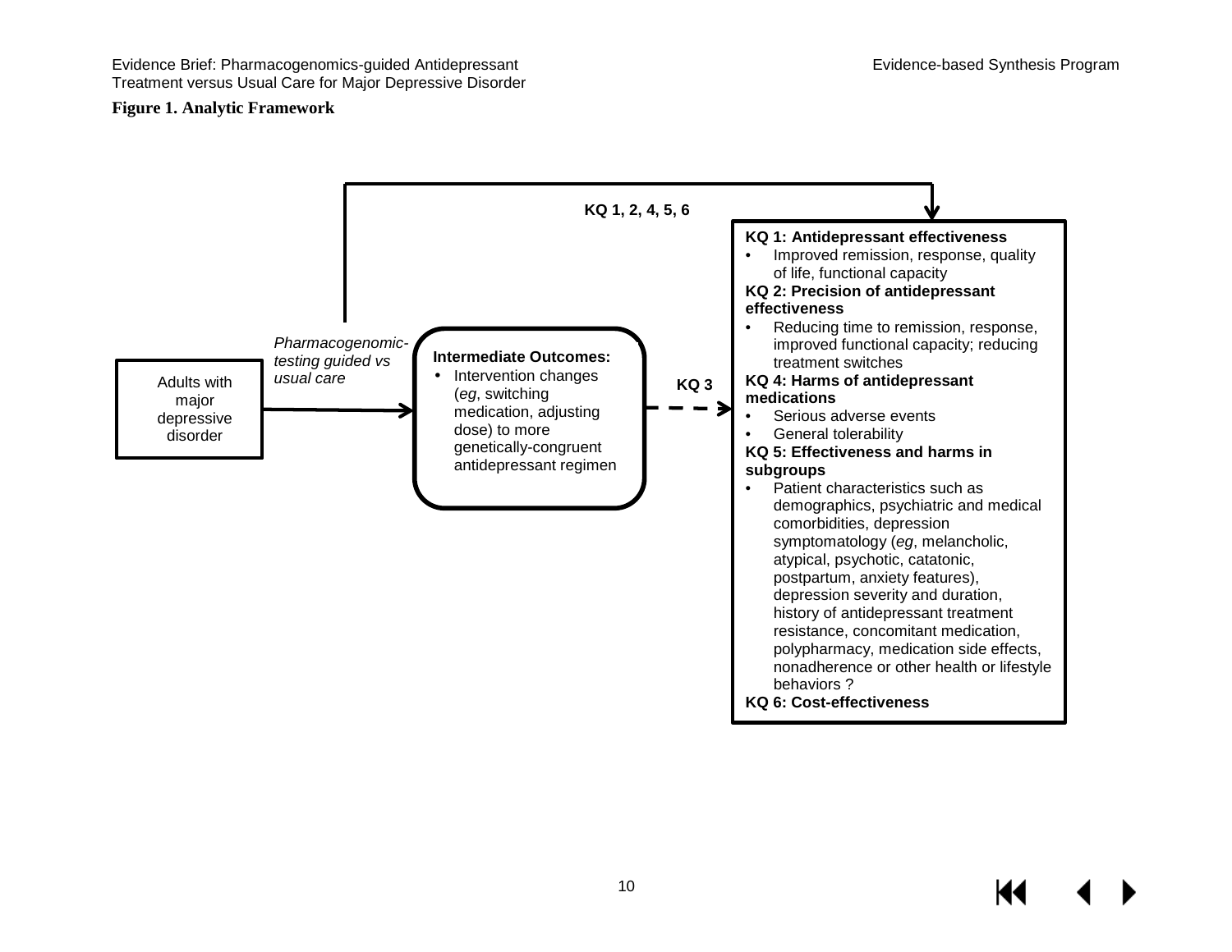**Figure 1. Analytic Framework**

Adults with major depressive disorder

*Pharmacogenomic-testing guided vs usual care*

KQ 1, 2, 4, 5, 6

**Intermediate Outcomes:**

- Intervention changes (*eg*, switching medication, adjusting dose) to more genetically-congruent antidepressant regimen

KQ 3

**KQ 1: Antidepressant effectiveness**

- Improved remission, response, quality of life, functional capacity

**KQ 2: Precision of antidepressant effectiveness**

- Reducing time to remission, response, improved functional capacity; reducing treatment switches

**KQ 4: Harms of antidepressant medications**

- Serious adverse events
- General tolerability

**KQ 5: Effectiveness and harms in subgroups**

- Patient characteristics such as demographics, psychiatric and medical comorbidities, depression symptomatology (*eg*, melancholic, atypical, psychotic, catatonic, postpartum, anxiety features), depression severity and duration, history of antidepressant treatment resistance, concomitant medication, polypharmacy, medication side effects, nonadherence or other health or lifestyle behaviors ?

**KQ 6: Cost-effectiveness**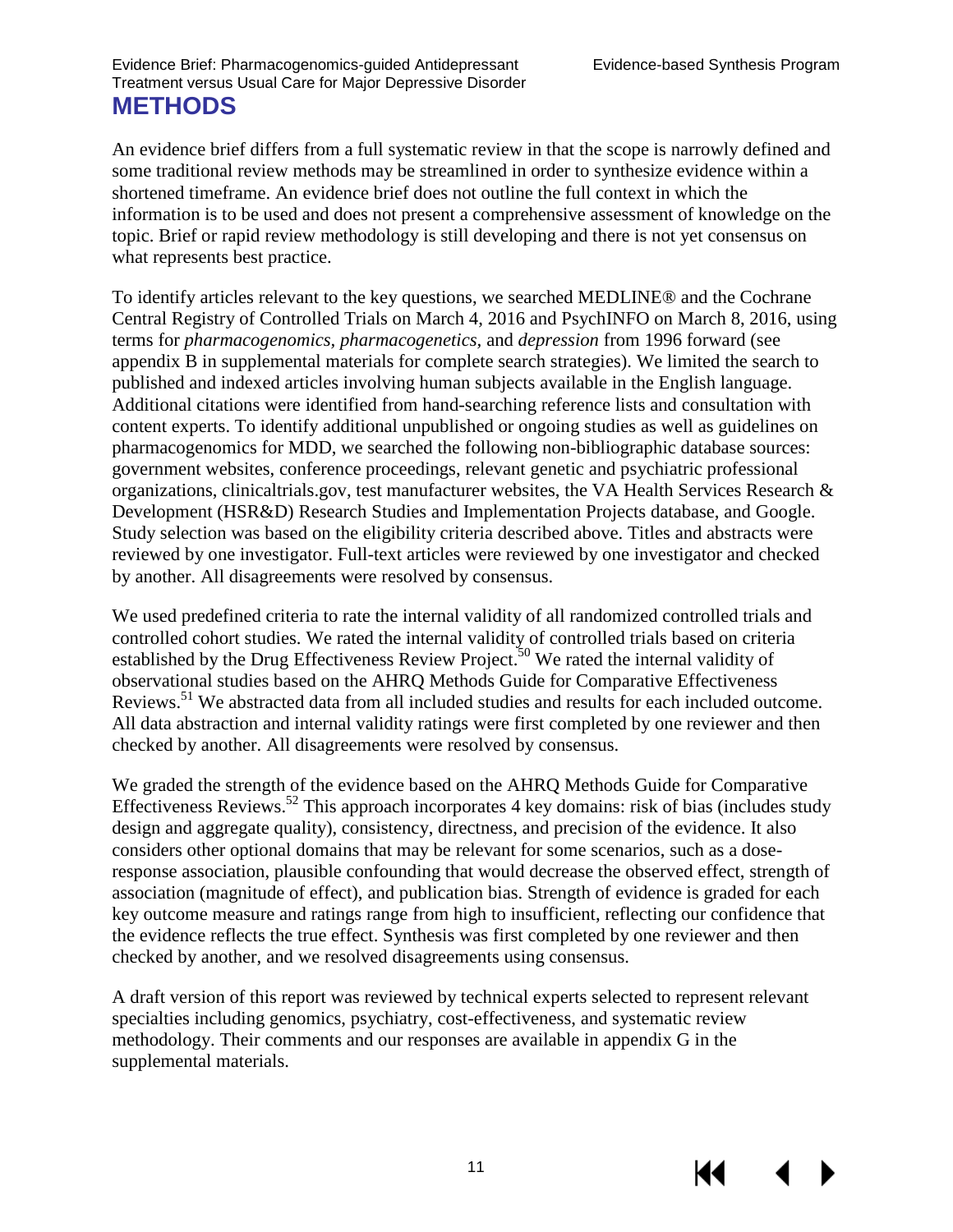# METHODS

An evidence brief differs from a full systematic review in that the scope is narrowly defined and some traditional review methods may be streamlined in order to synthesize evidence within a shortened timeframe. An evidence brief does not outline the full context in which the information is to be used and does not present a comprehensive assessment of knowledge on the topic. Brief or rapid review methodology is still developing and there is not yet consensus on what represents best practice.

To identify articles relevant to the key questions, we searched MEDLINE® and the Cochrane Central Registry of Controlled Trials on March 4, 2016 and PsychINFO on March 8, 2016, using terms for *pharmacogenomics*, *pharmacogenetics*, and *depression* from 1996 forward (see appendix B in supplemental materials for complete search strategies). We limited the search to published and indexed articles involving human subjects available in the English language. Additional citations were identified from hand-searching reference lists and consultation with content experts. To identify additional unpublished or ongoing studies as well as guidelines on pharmacogenomics for MDD, we searched the following non-bibliographic database sources: government websites, conference proceedings, relevant genetic and psychiatric professional organizations, clinicaltrials.gov, test manufacturer websites, the VA Health Services Research & Development (HSR&D) Research Studies and Implementation Projects database, and Google. Study selection was based on the eligibility criteria described above. Titles and abstracts were reviewed by one investigator. Full-text articles were reviewed by one investigator and checked by another. All disagreements were resolved by consensus.

We used predefined criteria to rate the internal validity of all randomized controlled trials and controlled cohort studies. We rated the internal validity of controlled trials based on criteria established by the Drug Effectiveness Review Project.[50] We rated the internal validity of observational studies based on the AHRQ Methods Guide for Comparative Effectiveness Reviews.[51] We abstracted data from all included studies and results for each included outcome. All data abstraction and internal validity ratings were first completed by one reviewer and then checked by another. All disagreements were resolved by consensus.

We graded the strength of the evidence based on the AHRQ Methods Guide for Comparative Effectiveness Reviews.[52] This approach incorporates 4 key domains: risk of bias (includes study design and aggregate quality), consistency, directness, and precision of the evidence. It also considers other optional domains that may be relevant for some scenarios, such as a dose-response association, plausible confounding that would decrease the observed effect, strength of association (magnitude of effect), and publication bias. Strength of evidence is graded for each key outcome measure and ratings range from high to insufficient, reflecting our confidence that the evidence reflects the true effect. Synthesis was first completed by one reviewer and then checked by another, and we resolved disagreements using consensus.

A draft version of this report was reviewed by technical experts selected to represent relevant specialties including genomics, psychiatry, cost-effectiveness, and systematic review methodology. Their comments and our responses are available in appendix G in the supplemental materials.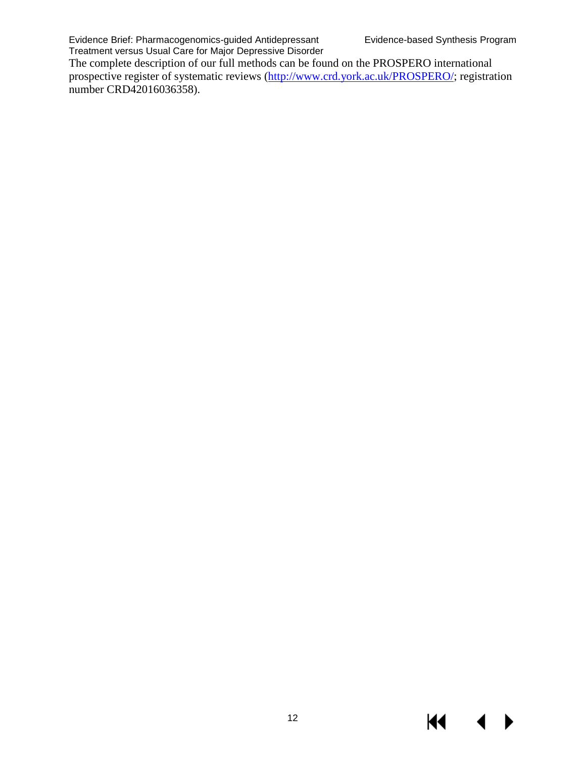The complete description of our full methods can be found on the PROSPERO international prospective register of systematic reviews (http://www.crd.york.ac.uk/PROSPERO/; registration number CRD42016036358).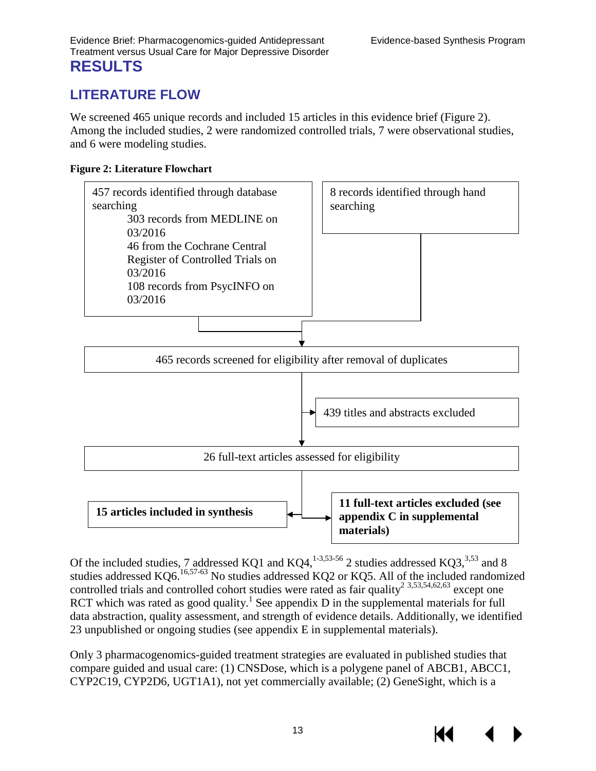# RESULTS

## LITERATURE FLOW

We screened 465 unique records and included 15 articles in this evidence brief (Figure 2). Among the included studies, 2 were randomized controlled trials, 7 were observational studies, and 6 were modeling studies.

**Figure 2: Literature Flowchart**

457 records identified through database searching
- 303 records from MEDLINE on 03/2016
- 46 from the Cochrane Central Register of Controlled Trials on 03/2016
- 108 records from PsycINFO on 03/2016

8 records identified through hand searching

↓

465 records screened for eligibility after removal of duplicates

→ 439 titles and abstracts excluded

↓

26 full-text articles assessed for eligibility

→ **11 full-text articles excluded (see appendix C in supplemental materials)**

→ **15 articles included in synthesis**

Of the included studies, 7 addressed KQ1 and KQ4,[1-3,53-56] 2 studies addressed KQ3,[3,53] and 8 studies addressed KQ6.[16,57-63] No studies addressed KQ2 or KQ5. All of the included randomized controlled trials and controlled cohort studies were rated as fair quality[2,3,53,54,62,63] except one RCT which was rated as good quality.[1] See appendix D in the supplemental materials for full data abstraction, quality assessment, and strength of evidence details. Additionally, we identified 23 unpublished or ongoing studies (see appendix E in supplemental materials).

Only 3 pharmacogenomics-guided treatment strategies are evaluated in published studies that compare guided and usual care: (1) CNSDose, which is a polygene panel of ABCB1, ABCC1, CYP2C19, CYP2D6, UGT1A1), not yet commercially available; (2) GeneSight, which is a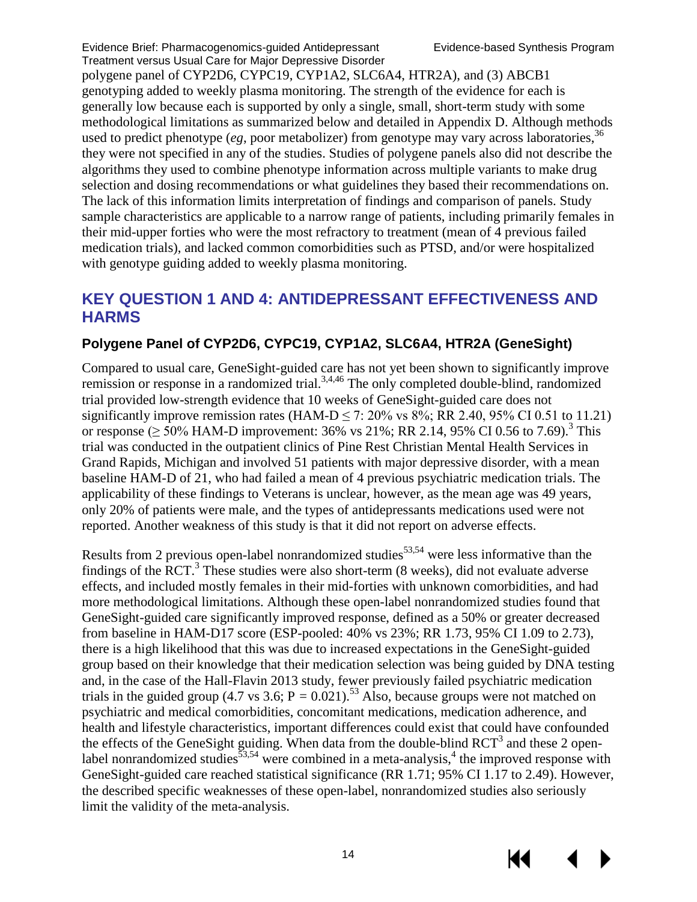polygene panel of CYP2D6, CYPC19, CYP1A2, SLC6A4, HTR2A), and (3) ABCB1 genotyping added to weekly plasma monitoring. The strength of the evidence for each is generally low because each is supported by only a single, small, short-term study with some methodological limitations as summarized below and detailed in Appendix D. Although methods used to predict phenotype (*eg*, poor metabolizer) from genotype may vary across laboratories,[36] they were not specified in any of the studies. Studies of polygene panels also did not describe the algorithms they used to combine phenotype information across multiple variants to make drug selection and dosing recommendations or what guidelines they based their recommendations on. The lack of this information limits interpretation of findings and comparison of panels. Study sample characteristics are applicable to a narrow range of patients, including primarily females in their mid-upper forties who were the most refractory to treatment (mean of 4 previous failed medication trials), and lacked common comorbidities such as PTSD, and/or were hospitalized with genotype guiding added to weekly plasma monitoring.

## KEY QUESTION 1 AND 4: ANTIDEPRESSANT EFFECTIVENESS AND HARMS

### Polygene Panel of CYP2D6, CYPC19, CYP1A2, SLC6A4, HTR2A (GeneSight)

Compared to usual care, GeneSight-guided care has not yet been shown to significantly improve remission or response in a randomized trial.[3,4,46] The only completed double-blind, randomized trial provided low-strength evidence that 10 weeks of GeneSight-guided care does not significantly improve remission rates (HAM-D $\leq$ 7: 20% vs 8%; RR 2.40, 95% CI 0.51 to 11.21) or response ($\geq$ 50% HAM-D improvement: 36% vs 21%; RR 2.14, 95% CI 0.56 to 7.69).[3] This trial was conducted in the outpatient clinics of Pine Rest Christian Mental Health Services in Grand Rapids, Michigan and involved 51 patients with major depressive disorder, with a mean baseline HAM-D of 21, who had failed a mean of 4 previous psychiatric medication trials. The applicability of these findings to Veterans is unclear, however, as the mean age was 49 years, only 20% of patients were male, and the types of antidepressants medications used were not reported. Another weakness of this study is that it did not report on adverse effects.

Results from 2 previous open-label nonrandomized studies[53,54] were less informative than the findings of the RCT.[3] These studies were also short-term (8 weeks), did not evaluate adverse effects, and included mostly females in their mid-forties with unknown comorbidities, and had more methodological limitations. Although these open-label nonrandomized studies found that GeneSight-guided care significantly improved response, defined as a 50% or greater decreased from baseline in HAM-D17 score (ESP-pooled: 40% vs 23%; RR 1.73, 95% CI 1.09 to 2.73), there is a high likelihood that this was due to increased expectations in the GeneSight-guided group based on their knowledge that their medication selection was being guided by DNA testing and, in the case of the Hall-Flavin 2013 study, fewer previously failed psychiatric medication trials in the guided group (4.7 vs 3.6; $P = 0.021$).[53] Also, because groups were not matched on psychiatric and medical comorbidities, concomitant medications, medication adherence, and health and lifestyle characteristics, important differences could exist that could have confounded the effects of the GeneSight guiding. When data from the double-blind RCT[3] and these 2 open-label nonrandomized studies[53,54] were combined in a meta-analysis,[4] the improved response with GeneSight-guided care reached statistical significance (RR 1.71; 95% CI 1.17 to 2.49). However, the described specific weaknesses of these open-label, nonrandomized studies also seriously limit the validity of the meta-analysis.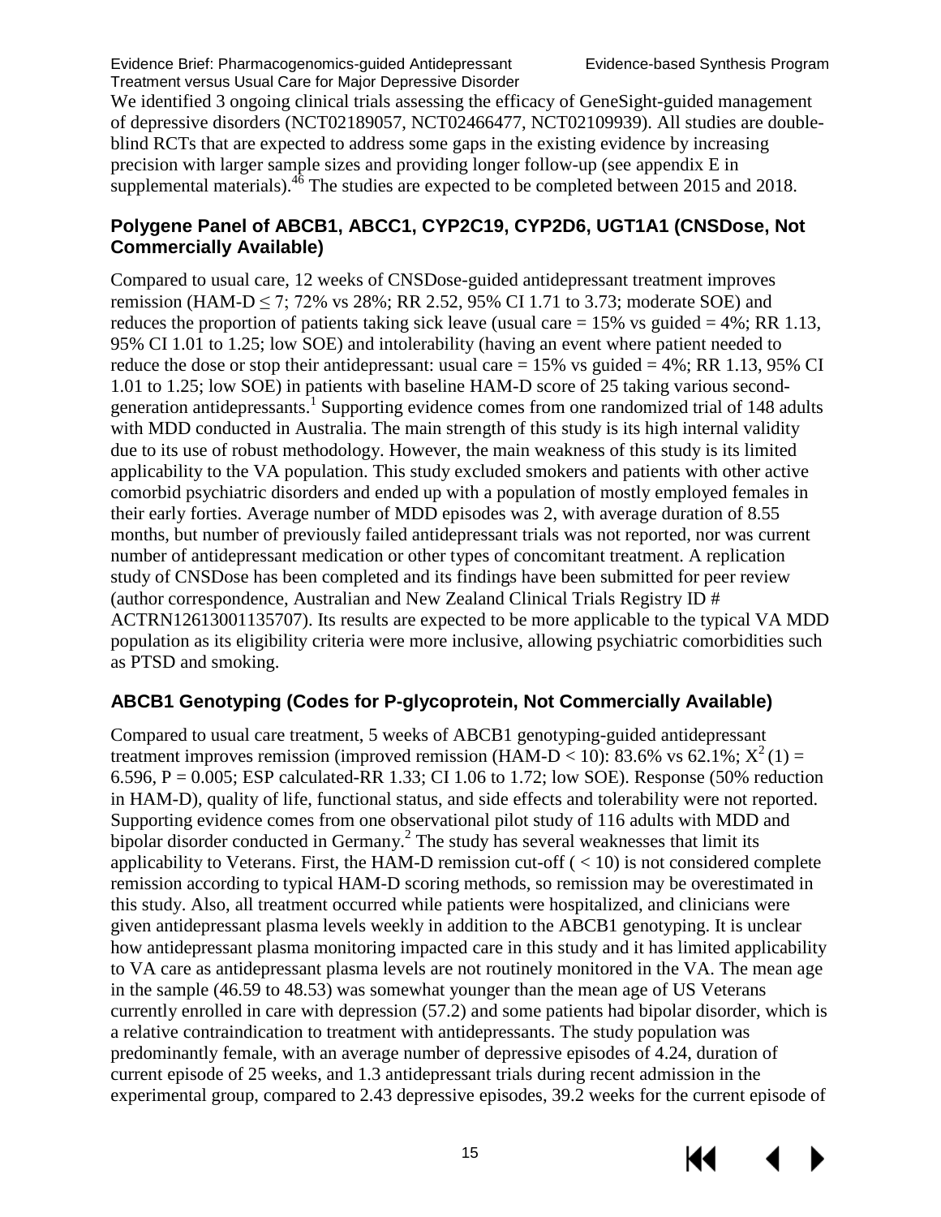We identified 3 ongoing clinical trials assessing the efficacy of GeneSight-guided management of depressive disorders (NCT02189057, NCT02466477, NCT02109939). All studies are double-blind RCTs that are expected to address some gaps in the existing evidence by increasing precision with larger sample sizes and providing longer follow-up (see appendix E in supplemental materials).[46] The studies are expected to be completed between 2015 and 2018.

### Polygene Panel of ABCB1, ABCC1, CYP2C19, CYP2D6, UGT1A1 (CNSDose, Not Commercially Available)

Compared to usual care, 12 weeks of CNSDose-guided antidepressant treatment improves remission (HAM-D $\leq$ 7; 72% vs 28%; RR 2.52, 95% CI 1.71 to 3.73; moderate SOE) and reduces the proportion of patients taking sick leave (usual care = 15% vs guided = 4%; RR 1.13, 95% CI 1.01 to 1.25; low SOE) and intolerability (having an event where patient needed to reduce the dose or stop their antidepressant: usual care = 15% vs guided = 4%; RR 1.13, 95% CI 1.01 to 1.25; low SOE) in patients with baseline HAM-D score of 25 taking various second-generation antidepressants.[1] Supporting evidence comes from one randomized trial of 148 adults with MDD conducted in Australia. The main strength of this study is its high internal validity due to its use of robust methodology. However, the main weakness of this study is its limited applicability to the VA population. This study excluded smokers and patients with other active comorbid psychiatric disorders and ended up with a population of mostly employed females in their early forties. Average number of MDD episodes was 2, with average duration of 8.55 months, but number of previously failed antidepressant trials was not reported, nor was current number of antidepressant medication or other types of concomitant treatment. A replication study of CNSDose has been completed and its findings have been submitted for peer review (author correspondence, Australian and New Zealand Clinical Trials Registry ID # ACTRN12613001135707). Its results are expected to be more applicable to the typical VA MDD population as its eligibility criteria were more inclusive, allowing psychiatric comorbidities such as PTSD and smoking.

### ABCB1 Genotyping (Codes for P-glycoprotein, Not Commercially Available)

Compared to usual care treatment, 5 weeks of ABCB1 genotyping-guided antidepressant treatment improves remission (improved remission (HAM-D < 10): 83.6% vs 62.1%; $X^2(1) = 6.596$, P = 0.005; ESP calculated-RR 1.33; CI 1.06 to 1.72; low SOE). Response (50% reduction in HAM-D), quality of life, functional status, and side effects and tolerability were not reported. Supporting evidence comes from one observational pilot study of 116 adults with MDD and bipolar disorder conducted in Germany.[2] The study has several weaknesses that limit its applicability to Veterans. First, the HAM-D remission cut-off ( < 10) is not considered complete remission according to typical HAM-D scoring methods, so remission may be overestimated in this study. Also, all treatment occurred while patients were hospitalized, and clinicians were given antidepressant plasma levels weekly in addition to the ABCB1 genotyping. It is unclear how antidepressant plasma monitoring impacted care in this study and it has limited applicability to VA care as antidepressant plasma levels are not routinely monitored in the VA. The mean age in the sample (46.59 to 48.53) was somewhat younger than the mean age of US Veterans currently enrolled in care with depression (57.2) and some patients had bipolar disorder, which is a relative contraindication to treatment with antidepressants. The study population was predominantly female, with an average number of depressive episodes of 4.24, duration of current episode of 25 weeks, and 1.3 antidepressant trials during recent admission in the experimental group, compared to 2.43 depressive episodes, 39.2 weeks for the current episode of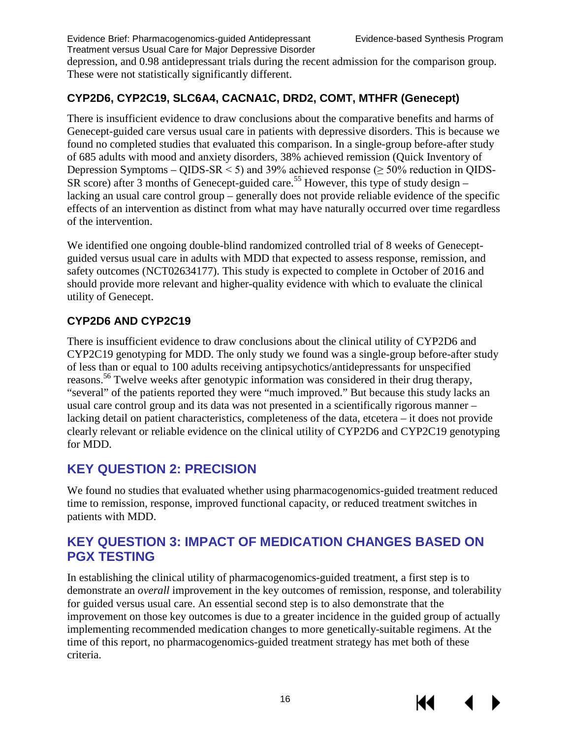depression, and 0.98 antidepressant trials during the recent admission for the comparison group. These were not statistically significantly different.

### CYP2D6, CYP2C19, SLC6A4, CACNA1C, DRD2, COMT, MTHFR (Genecept)

There is insufficient evidence to draw conclusions about the comparative benefits and harms of Genecept-guided care versus usual care in patients with depressive disorders. This is because we found no completed studies that evaluated this comparison. In a single-group before-after study of 685 adults with mood and anxiety disorders, 38% achieved remission (Quick Inventory of Depression Symptoms – QIDS-SR < 5) and 39% achieved response (≥ 50% reduction in QIDS-SR score) after 3 months of Genecept-guided care.[55] However, this type of study design – lacking an usual care control group – generally does not provide reliable evidence of the specific effects of an intervention as distinct from what may have naturally occurred over time regardless of the intervention.

We identified one ongoing double-blind randomized controlled trial of 8 weeks of Genecept-guided versus usual care in adults with MDD that expected to assess response, remission, and safety outcomes (NCT02634177). This study is expected to complete in October of 2016 and should provide more relevant and higher-quality evidence with which to evaluate the clinical utility of Genecept.

### CYP2D6 AND CYP2C19

There is insufficient evidence to draw conclusions about the clinical utility of CYP2D6 and CYP2C19 genotyping for MDD. The only study we found was a single-group before-after study of less than or equal to 100 adults receiving antipsychotics/antidepressants for unspecified reasons.[56] Twelve weeks after genotypic information was considered in their drug therapy, "several" of the patients reported they were "much improved." But because this study lacks an usual care control group and its data was not presented in a scientifically rigorous manner – lacking detail on patient characteristics, completeness of the data, etcetera – it does not provide clearly relevant or reliable evidence on the clinical utility of CYP2D6 and CYP2C19 genotyping for MDD.

## KEY QUESTION 2: PRECISION

We found no studies that evaluated whether using pharmacogenomics-guided treatment reduced time to remission, response, improved functional capacity, or reduced treatment switches in patients with MDD.

## KEY QUESTION 3: IMPACT OF MEDICATION CHANGES BASED ON PGX TESTING

In establishing the clinical utility of pharmacogenomics-guided treatment, a first step is to demonstrate an *overall* improvement in the key outcomes of remission, response, and tolerability for guided versus usual care. An essential second step is to also demonstrate that the improvement on those key outcomes is due to a greater incidence in the guided group of actually implementing recommended medication changes to more genetically-suitable regimens. At the time of this report, no pharmacogenomics-guided treatment strategy has met both of these criteria.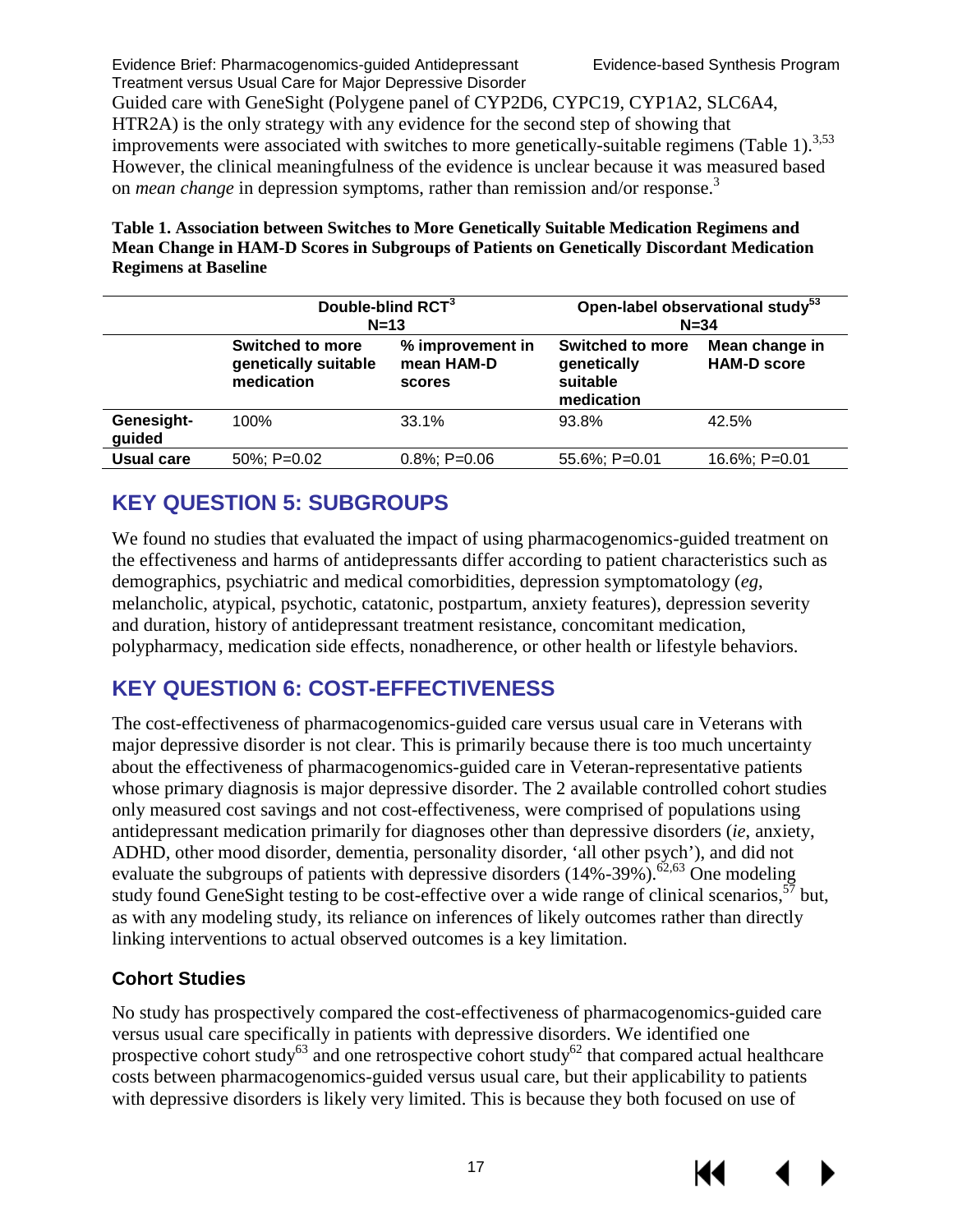Guided care with GeneSight (Polygene panel of CYP2D6, CYPC19, CYP1A2, SLC6A4, HTR2A) is the only strategy with any evidence for the second step of showing that improvements were associated with switches to more genetically-suitable regimens (Table 1).[3,53] However, the clinical meaningfulness of the evidence is unclear because it was measured based on *mean change* in depression symptoms, rather than remission and/or response.[3]

**Table 1. Association between Switches to More Genetically Suitable Medication Regimens and Mean Change in HAM-D Scores in Subgroups of Patients on Genetically Discordant Medication Regimens at Baseline**

| | Double-blind RCT[3] N=13 | | Open-label observational study[53] N=34 | |
|---|---|---|---|---|
| | **Switched to more genetically suitable medication** | **% improvement in mean HAM-D scores** | **Switched to more genetically suitable medication** | **Mean change in HAM-D score** |
| **Genesight-guided** | 100% | 33.1% | 93.8% | 42.5% |
| **Usual care** | 50%; P=0.02 | 0.8%; P=0.06 | 55.6%; P=0.01 | 16.6%; P=0.01 |

## KEY QUESTION 5: SUBGROUPS

We found no studies that evaluated the impact of using pharmacogenomics-guided treatment on the effectiveness and harms of antidepressants differ according to patient characteristics such as demographics, psychiatric and medical comorbidities, depression symptomatology (*eg*, melancholic, atypical, psychotic, catatonic, postpartum, anxiety features), depression severity and duration, history of antidepressant treatment resistance, concomitant medication, polypharmacy, medication side effects, nonadherence, or other health or lifestyle behaviors.

## KEY QUESTION 6: COST-EFFECTIVENESS

The cost-effectiveness of pharmacogenomics-guided care versus usual care in Veterans with major depressive disorder is not clear. This is primarily because there is too much uncertainty about the effectiveness of pharmacogenomics-guided care in Veteran-representative patients whose primary diagnosis is major depressive disorder. The 2 available controlled cohort studies only measured cost savings and not cost-effectiveness, were comprised of populations using antidepressant medication primarily for diagnoses other than depressive disorders (*ie*, anxiety, ADHD, other mood disorder, dementia, personality disorder, 'all other psych'), and did not evaluate the subgroups of patients with depressive disorders (14%-39%).[62,63] One modeling study found GeneSight testing to be cost-effective over a wide range of clinical scenarios,[57] but, as with any modeling study, its reliance on inferences of likely outcomes rather than directly linking interventions to actual observed outcomes is a key limitation.

### Cohort Studies

No study has prospectively compared the cost-effectiveness of pharmacogenomics-guided care versus usual care specifically in patients with depressive disorders. We identified one prospective cohort study[63] and one retrospective cohort study[62] that compared actual healthcare costs between pharmacogenomics-guided versus usual care, but their applicability to patients with depressive disorders is likely very limited. This is because they both focused on use of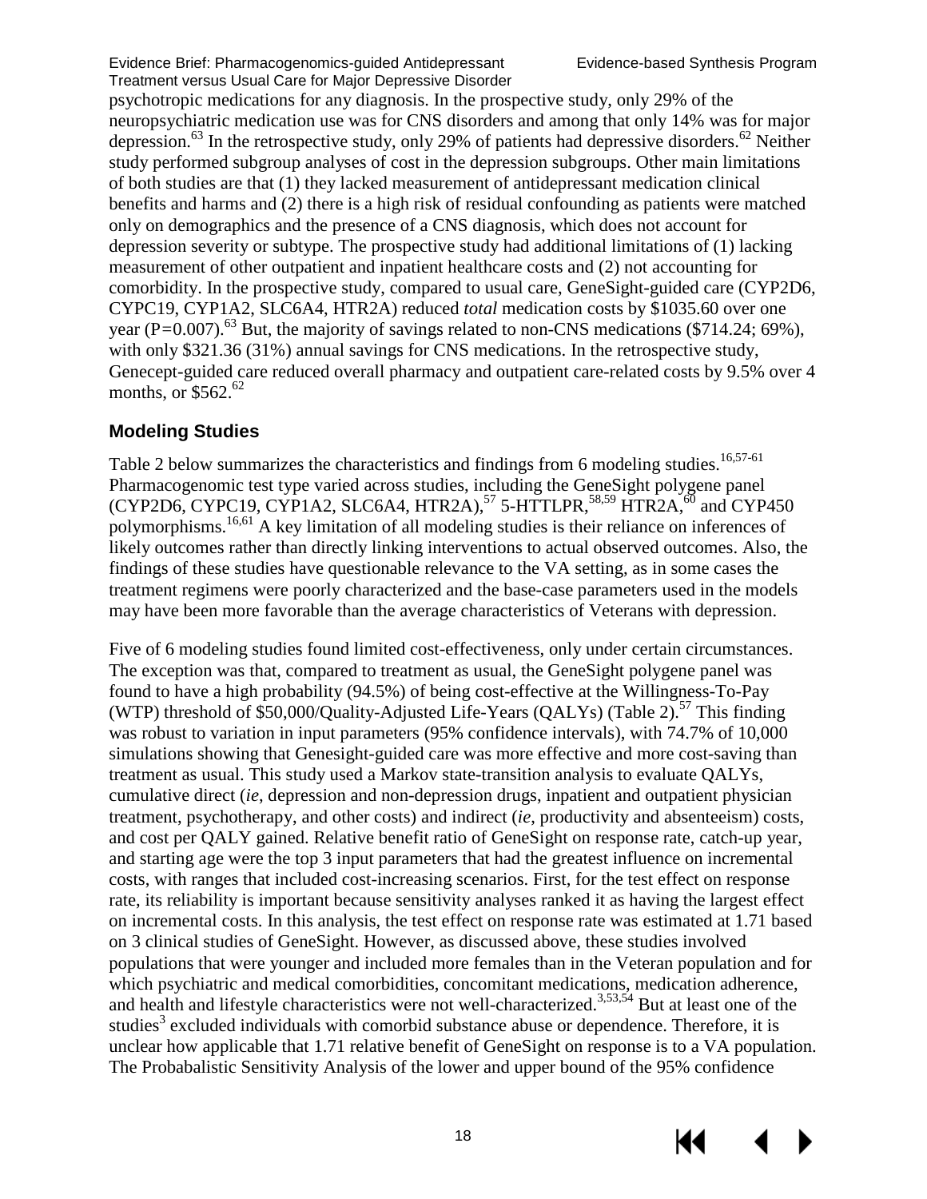psychotropic medications for any diagnosis. In the prospective study, only 29% of the neuropsychiatric medication use was for CNS disorders and among that only 14% was for major depression.[63] In the retrospective study, only 29% of patients had depressive disorders.[62] Neither study performed subgroup analyses of cost in the depression subgroups. Other main limitations of both studies are that (1) they lacked measurement of antidepressant medication clinical benefits and harms and (2) there is a high risk of residual confounding as patients were matched only on demographics and the presence of a CNS diagnosis, which does not account for depression severity or subtype. The prospective study had additional limitations of (1) lacking measurement of other outpatient and inpatient healthcare costs and (2) not accounting for comorbidity. In the prospective study, compared to usual care, GeneSight-guided care (CYP2D6, CYPC19, CYP1A2, SLC6A4, HTR2A) reduced *total* medication costs by $1035.60 over one year ($P=0.007$).[63] But, the majority of savings related to non-CNS medications ($714.24; 69%), with only $321.36 (31%) annual savings for CNS medications. In the retrospective study, Genecept-guided care reduced overall pharmacy and outpatient care-related costs by 9.5% over 4 months, or $562.[62]

## Modeling Studies

Table 2 below summarizes the characteristics and findings from 6 modeling studies.[16,57-61] Pharmacogenomic test type varied across studies, including the GeneSight polygene panel (CYP2D6, CYPC19, CYP1A2, SLC6A4, HTR2A),[57] 5-HTTLPR,[58,59] HTR2A,[60] and CYP450 polymorphisms.[16,61] A key limitation of all modeling studies is their reliance on inferences of likely outcomes rather than directly linking interventions to actual observed outcomes. Also, the findings of these studies have questionable relevance to the VA setting, as in some cases the treatment regimens were poorly characterized and the base-case parameters used in the models may have been more favorable than the average characteristics of Veterans with depression.

Five of 6 modeling studies found limited cost-effectiveness, only under certain circumstances. The exception was that, compared to treatment as usual, the GeneSight polygene panel was found to have a high probability (94.5%) of being cost-effective at the Willingness-To-Pay (WTP) threshold of $50,000/Quality-Adjusted Life-Years (QALYs) (Table 2).[57] This finding was robust to variation in input parameters (95% confidence intervals), with 74.7% of 10,000 simulations showing that Genesight-guided care was more effective and more cost-saving than treatment as usual. This study used a Markov state-transition analysis to evaluate QALYs, cumulative direct (*ie*, depression and non-depression drugs, inpatient and outpatient physician treatment, psychotherapy, and other costs) and indirect (*ie*, productivity and absenteeism) costs, and cost per QALY gained. Relative benefit ratio of GeneSight on response rate, catch-up year, and starting age were the top 3 input parameters that had the greatest influence on incremental costs, with ranges that included cost-increasing scenarios. First, for the test effect on response rate, its reliability is important because sensitivity analyses ranked it as having the largest effect on incremental costs. In this analysis, the test effect on response rate was estimated at 1.71 based on 3 clinical studies of GeneSight. However, as discussed above, these studies involved populations that were younger and included more females than in the Veteran population and for which psychiatric and medical comorbidities, concomitant medications, medication adherence, and health and lifestyle characteristics were not well-characterized.[3,53,54] But at least one of the studies[3] excluded individuals with comorbid substance abuse or dependence. Therefore, it is unclear how applicable that 1.71 relative benefit of GeneSight on response is to a VA population. The Probabalistic Sensitivity Analysis of the lower and upper bound of the 95% confidence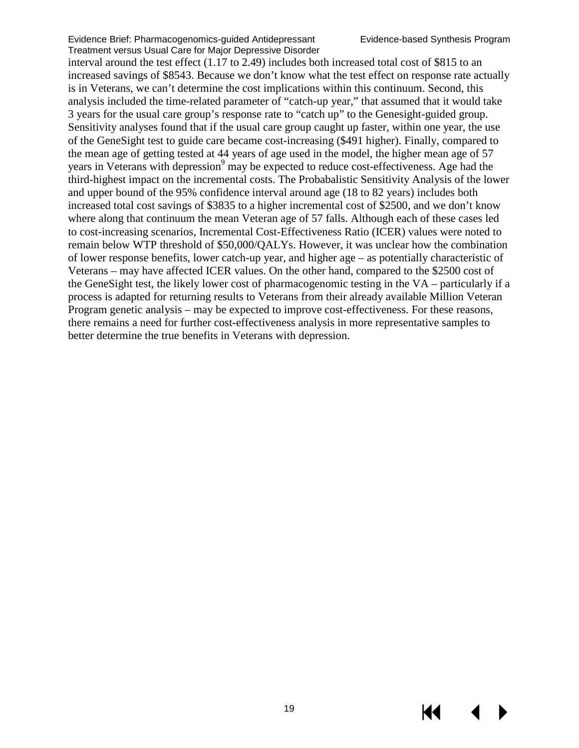interval around the test effect (1.17 to 2.49) includes both increased total cost of $815 to an increased savings of $8543. Because we don't know what the test effect on response rate actually is in Veterans, we can't determine the cost implications within this continuum. Second, this analysis included the time-related parameter of "catch-up year," that assumed that it would take 3 years for the usual care group's response rate to "catch up" to the Genesight-guided group. Sensitivity analyses found that if the usual care group caught up faster, within one year, the use of the GeneSight test to guide care became cost-increasing ($491 higher). Finally, compared to the mean age of getting tested at 44 years of age used in the model, the higher mean age of 57 years in Veterans with depression[9] may be expected to reduce cost-effectiveness. Age had the third-highest impact on the incremental costs. The Probabalistic Sensitivity Analysis of the lower and upper bound of the 95% confidence interval around age (18 to 82 years) includes both increased total cost savings of $3835 to a higher incremental cost of $2500, and we don't know where along that continuum the mean Veteran age of 57 falls. Although each of these cases led to cost-increasing scenarios, Incremental Cost-Effectiveness Ratio (ICER) values were noted to remain below WTP threshold of $50,000/QALYs. However, it was unclear how the combination of lower response benefits, lower catch-up year, and higher age – as potentially characteristic of Veterans – may have affected ICER values. On the other hand, compared to the $2500 cost of the GeneSight test, the likely lower cost of pharmacogenomic testing in the VA – particularly if a process is adapted for returning results to Veterans from their already available Million Veteran Program genetic analysis – may be expected to improve cost-effectiveness. For these reasons, there remains a need for further cost-effectiveness analysis in more representative samples to better determine the true benefits in Veterans with depression.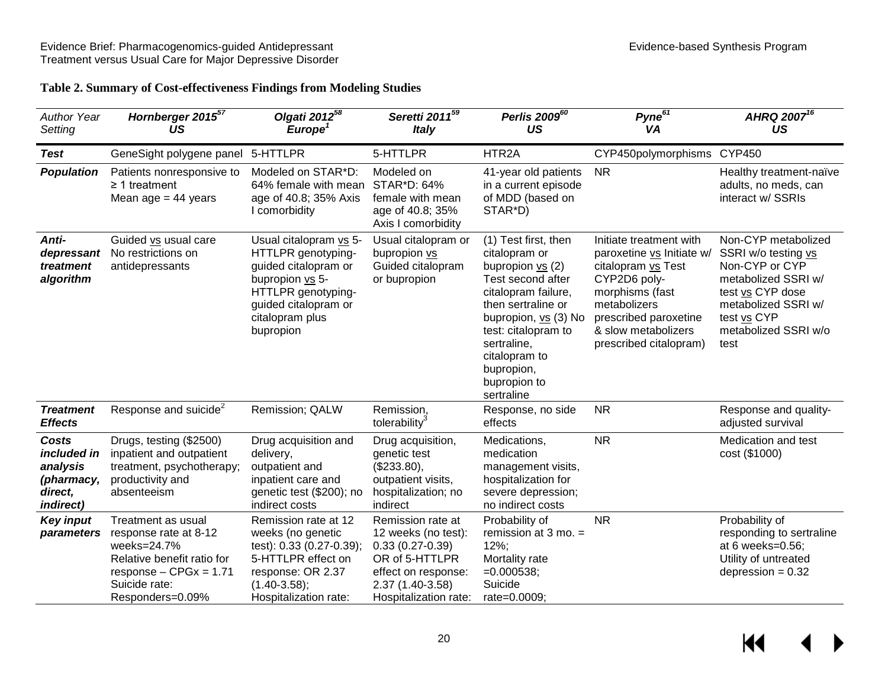**Table 2. Summary of Cost-effectiveness Findings from Modeling Studies**

| *Author Year Setting* | ***Hornberger 2015[57] US*** | ***Olgati 2012[58] Europe[1]*** | ***Seretti 2011[59] Italy*** | ***Perlis 2009[60] US*** | ***Pyne[61] VA*** | ***AHRQ 2007[16] US*** |
|---|---|---|---|---|---|---|
| ***Test*** | GeneSight polygene panel | 5-HTTLPR | 5-HTTLPR | HTR2A | CYP450polymorphisms | CYP450 |
| ***Population*** | Patients nonresponsive to ≥ 1 treatment Mean age = 44 years | Modeled on STAR*D: 64% female with mean age of 40.8; 35% Axis I comorbidity | Modeled on STAR*D: 64% female with mean age of 40.8; 35% Axis I comorbidity | 41-year old patients in a current episode of MDD (based on STAR*D) | NR | Healthy treatment-naïve adults, no meds, can interact w/ SSRIs |
| ***Anti-depressant treatment algorithm*** | Guided vs usual care No restrictions on antidepressants | Usual citalopram vs 5-HTTLPR genotyping-guided citalopram or bupropion vs 5-HTTLPR genotyping-guided citalopram or citalopram plus bupropion | Usual citalopram or bupropion vs Guided citalopram or bupropion | (1) Test first, then citalopram or bupropion vs (2) Test second after citalopram failure, then sertraline or bupropion, vs (3) No test: citalopram to sertraline, citalopram to bupropion, bupropion to sertraline | Initiate treatment with paroxetine vs Initiate w/ citalopram vs Test CYP2D6 poly-morphisms (fast metabolizers prescribed paroxetine & slow metabolizers prescribed citalopram) | Non-CYP metabolized SSRI w/o testing vs Non-CYP or CYP metabolized SSRI w/ test vs CYP dose metabolized SSRI w/ test vs CYP metabolized SSRI w/o test |
| ***Treatment Effects*** | Response and suicide[2] | Remission; QALW | Remission, tolerability[3] | Response, no side effects | NR | Response and quality-adjusted survival |
| ***Costs included in analysis (pharmacy, direct, indirect)*** | Drugs, testing ($2500) inpatient and outpatient treatment, psychotherapy; productivity and absenteeism | Drug acquisition and delivery, outpatient and inpatient care and genetic test ($200); no indirect costs | Drug acquisition, genetic test ($233.80), outpatient visits, hospitalization; no indirect | Medications, medication management visits, hospitalization for severe depression; no indirect costs | NR | Medication and test cost ($1000) |
| ***Key input parameters*** | Treatment as usual response rate at 8-12 weeks=24.7% Relative benefit ratio for response – CPGx = 1.71 Suicide rate: Responders=0.09% | Remission rate at 12 weeks (no genetic test): 0.33 (0.27-0.39); 5-HTTLPR effect on response: OR 2.37 (1.40-3.58); Hospitalization rate: | Remission rate at 12 weeks (no test): 0.33 (0.27-0.39) OR of 5-HTTLPR effect on response: 2.37 (1.40-3.58) Hospitalization rate: | Probability of remission at 3 mo. = 12%; Mortality rate =0.000538; Suicide rate=0.0009; | NR | Probability of responding to sertraline at 6 weeks=0.56; Utility of untreated depression = 0.32 |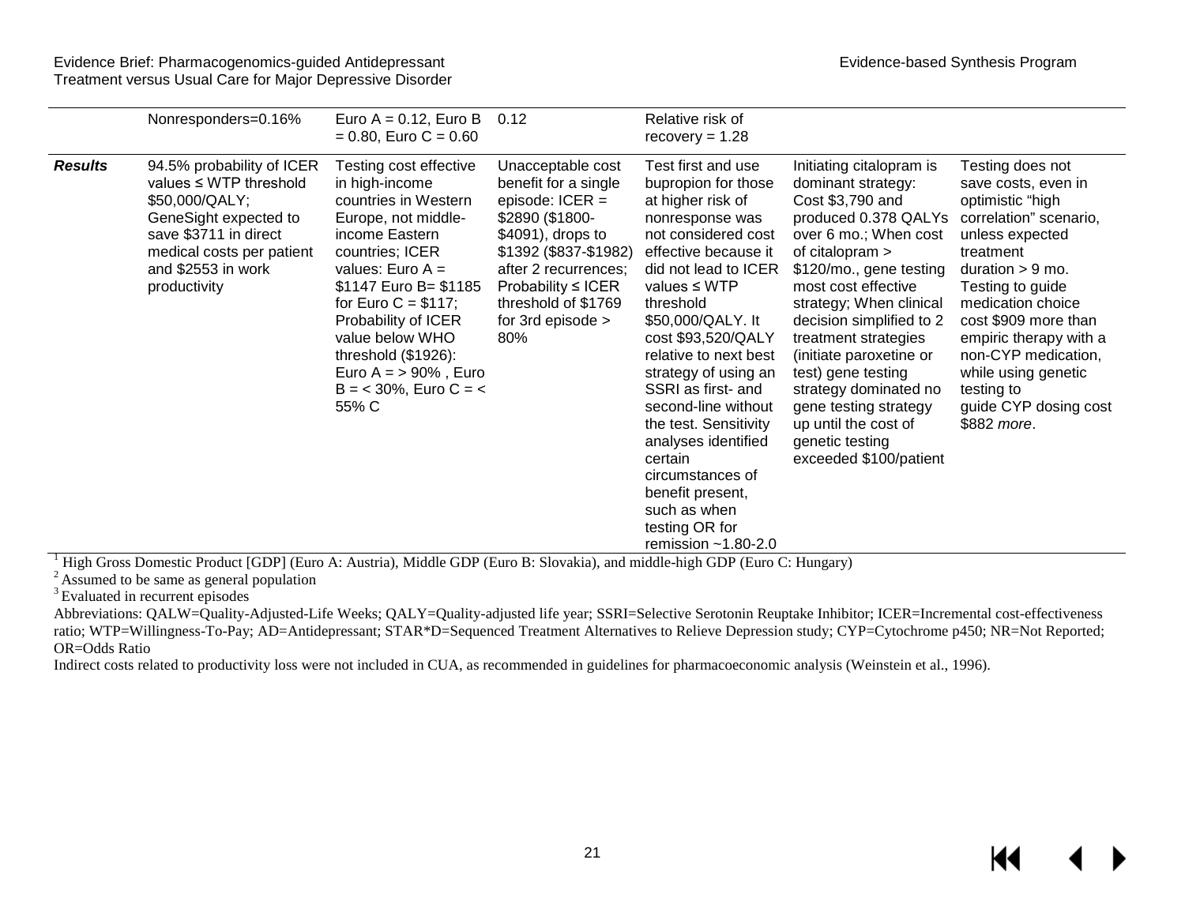| | | | | | | |
|---|---|---|---|---|---|---|
| | Nonresponders=0.16% | Euro A = 0.12, Euro B = 0.80, Euro C = 0.60 | 0.12 | Relative risk of recovery = 1.28 | | |
| ***Results*** | 94.5% probability of ICER values ≤ WTP threshold \$50,000/QALY; GeneSight expected to save \$3711 in direct medical costs per patient and \$2553 in work productivity | Testing cost effective in high-income countries in Western Europe, not middle-income Eastern countries; ICER values: Euro A = \$1147 Euro B= \$1185 for Euro C = \$117; Probability of ICER value below WHO threshold (\$1926): Euro A = > 90% , Euro B = < 30%, Euro C = < 55% C | Unacceptable cost benefit for a single episode: ICER = \$2890 (\$1800-\$4091), drops to \$1392 (\$837-\$1982) after 2 recurrences; Probability ≤ ICER threshold of \$1769 for 3rd episode > 80% | Test first and use bupropion for those at higher risk of nonresponse was not considered cost effective because it did not lead to ICER values ≤ WTP threshold \$50,000/QALY. It cost \$93,520/QALY relative to next best strategy of using an SSRI as first- and second-line without the test. Sensitivity analyses identified certain circumstances of benefit present, such as when testing OR for remission ~1.80-2.0 | Initiating citalopram is dominant strategy: Cost \$3,790 and produced 0.378 QALYs over 6 mo.; When cost of citalopram > \$120/mo., gene testing most cost effective strategy; When clinical decision simplified to 2 treatment strategies (initiate paroxetine or test) gene testing strategy dominated no gene testing strategy up until the cost of genetic testing exceeded \$100/patient | Testing does not save costs, even in optimistic "high correlation" scenario, unless expected treatment duration > 9 mo. Testing to guide medication choice cost \$909 more than empiric therapy with a non-CYP medication, while using genetic testing to guide CYP dosing cost \$882 *more*. |

[1] High Gross Domestic Product [GDP] (Euro A: Austria), Middle GDP (Euro B: Slovakia), and middle-high GDP (Euro C: Hungary)
[2] Assumed to be same as general population
[3] Evaluated in recurrent episodes

Abbreviations: QALW=Quality-Adjusted-Life Weeks; QALY=Quality-adjusted life year; SSRI=Selective Serotonin Reuptake Inhibitor; ICER=Incremental cost-effectiveness ratio; WTP=Willingness-To-Pay; AD=Antidepressant; STAR*D=Sequenced Treatment Alternatives to Relieve Depression study; CYP=Cytochrome p450; NR=Not Reported; OR=Odds Ratio

Indirect costs related to productivity loss were not included in CUA, as recommended in guidelines for pharmacoeconomic analysis (Weinstein et al., 1996).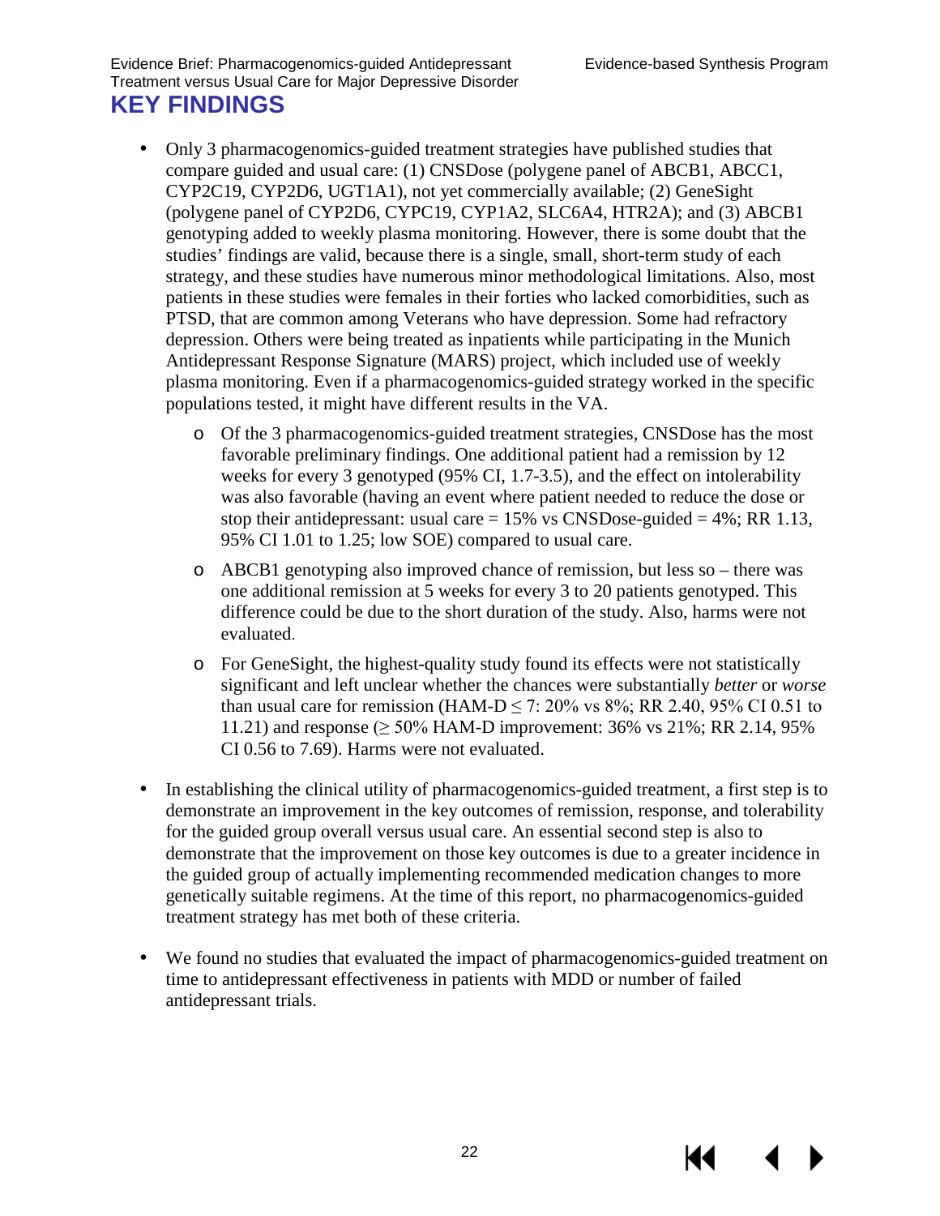## KEY FINDINGS

- Only 3 pharmacogenomics-guided treatment strategies have published studies that compare guided and usual care: (1) CNSDose (polygene panel of ABCB1, ABCC1, CYP2C19, CYP2D6, UGT1A1), not yet commercially available; (2) GeneSight (polygene panel of CYP2D6, CYPC19, CYP1A2, SLC6A4, HTR2A); and (3) ABCB1 genotyping added to weekly plasma monitoring. However, there is some doubt that the studies' findings are valid, because there is a single, small, short-term study of each strategy, and these studies have numerous minor methodological limitations. Also, most patients in these studies were females in their forties who lacked comorbidities, such as PTSD, that are common among Veterans who have depression. Some had refractory depression. Others were being treated as inpatients while participating in the Munich Antidepressant Response Signature (MARS) project, which included use of weekly plasma monitoring. Even if a pharmacogenomics-guided strategy worked in the specific populations tested, it might have different results in the VA.
  - Of the 3 pharmacogenomics-guided treatment strategies, CNSDose has the most favorable preliminary findings. One additional patient had a remission by 12 weeks for every 3 genotyped (95% CI, 1.7-3.5), and the effect on intolerability was also favorable (having an event where patient needed to reduce the dose or stop their antidepressant: usual care = 15% vs CNSDose-guided = 4%; RR 1.13, 95% CI 1.01 to 1.25; low SOE) compared to usual care.
  - ABCB1 genotyping also improved chance of remission, but less so – there was one additional remission at 5 weeks for every 3 to 20 patients genotyped. This difference could be due to the short duration of the study. Also, harms were not evaluated.
  - For GeneSight, the highest-quality study found its effects were not statistically significant and left unclear whether the chances were substantially *better* or *worse* than usual care for remission (HAM-D $\leq$ 7: 20% vs 8%; RR 2.40, 95% CI 0.51 to 11.21) and response ($\geq$ 50% HAM-D improvement: 36% vs 21%; RR 2.14, 95% CI 0.56 to 7.69). Harms were not evaluated.
- In establishing the clinical utility of pharmacogenomics-guided treatment, a first step is to demonstrate an improvement in the key outcomes of remission, response, and tolerability for the guided group overall versus usual care. An essential second step is also to demonstrate that the improvement on those key outcomes is due to a greater incidence in the guided group of actually implementing recommended medication changes to more genetically suitable regimens. At the time of this report, no pharmacogenomics-guided treatment strategy has met both of these criteria.
- We found no studies that evaluated the impact of pharmacogenomics-guided treatment on time to antidepressant effectiveness in patients with MDD or number of failed antidepressant trials.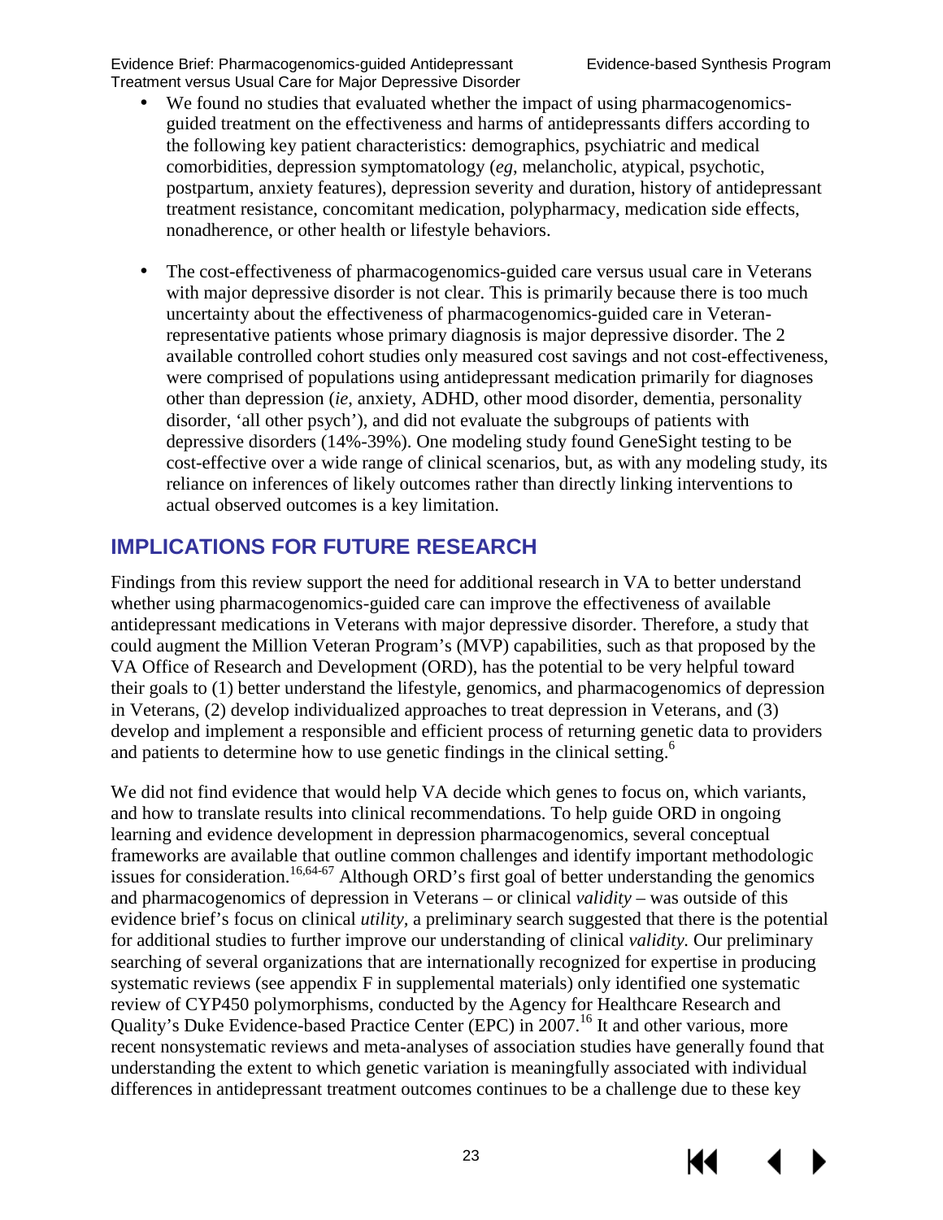- We found no studies that evaluated whether the impact of using pharmacogenomics-guided treatment on the effectiveness and harms of antidepressants differs according to the following key patient characteristics: demographics, psychiatric and medical comorbidities, depression symptomatology (*eg*, melancholic, atypical, psychotic, postpartum, anxiety features), depression severity and duration, history of antidepressant treatment resistance, concomitant medication, polypharmacy, medication side effects, nonadherence, or other health or lifestyle behaviors.

- The cost-effectiveness of pharmacogenomics-guided care versus usual care in Veterans with major depressive disorder is not clear. This is primarily because there is too much uncertainty about the effectiveness of pharmacogenomics-guided care in Veteran-representative patients whose primary diagnosis is major depressive disorder. The 2 available controlled cohort studies only measured cost savings and not cost-effectiveness, were comprised of populations using antidepressant medication primarily for diagnoses other than depression (*ie*, anxiety, ADHD, other mood disorder, dementia, personality disorder, 'all other psych'), and did not evaluate the subgroups of patients with depressive disorders (14%-39%). One modeling study found GeneSight testing to be cost-effective over a wide range of clinical scenarios, but, as with any modeling study, its reliance on inferences of likely outcomes rather than directly linking interventions to actual observed outcomes is a key limitation.

## IMPLICATIONS FOR FUTURE RESEARCH

Findings from this review support the need for additional research in VA to better understand whether using pharmacogenomics-guided care can improve the effectiveness of available antidepressant medications in Veterans with major depressive disorder. Therefore, a study that could augment the Million Veteran Program's (MVP) capabilities, such as that proposed by the VA Office of Research and Development (ORD), has the potential to be very helpful toward their goals to (1) better understand the lifestyle, genomics, and pharmacogenomics of depression in Veterans, (2) develop individualized approaches to treat depression in Veterans, and (3) develop and implement a responsible and efficient process of returning genetic data to providers and patients to determine how to use genetic findings in the clinical setting.[6]

We did not find evidence that would help VA decide which genes to focus on, which variants, and how to translate results into clinical recommendations. To help guide ORD in ongoing learning and evidence development in depression pharmacogenomics, several conceptual frameworks are available that outline common challenges and identify important methodologic issues for consideration.[16,64-67] Although ORD's first goal of better understanding the genomics and pharmacogenomics of depression in Veterans – or clinical *validity* – was outside of this evidence brief's focus on clinical *utility*, a preliminary search suggested that there is the potential for additional studies to further improve our understanding of clinical *validity*. Our preliminary searching of several organizations that are internationally recognized for expertise in producing systematic reviews (see appendix F in supplemental materials) only identified one systematic review of CYP450 polymorphisms, conducted by the Agency for Healthcare Research and Quality's Duke Evidence-based Practice Center (EPC) in 2007.[16] It and other various, more recent nonsystematic reviews and meta-analyses of association studies have generally found that understanding the extent to which genetic variation is meaningfully associated with individual differences in antidepressant treatment outcomes continues to be a challenge due to these key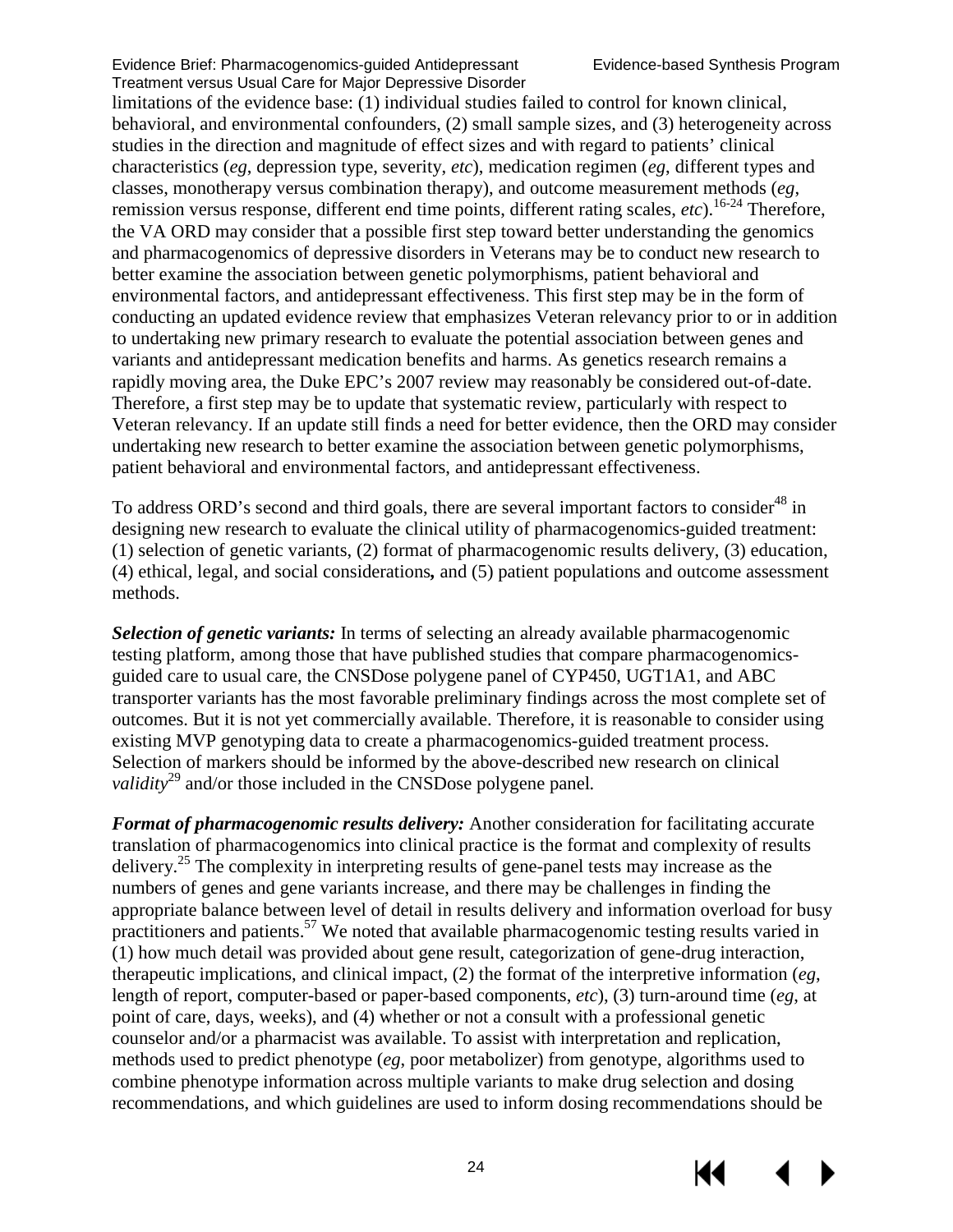limitations of the evidence base: (1) individual studies failed to control for known clinical, behavioral, and environmental confounders, (2) small sample sizes, and (3) heterogeneity across studies in the direction and magnitude of effect sizes and with regard to patients' clinical characteristics (*eg*, depression type, severity, *etc*), medication regimen (*eg*, different types and classes, monotherapy versus combination therapy), and outcome measurement methods (*eg*, remission versus response, different end time points, different rating scales, *etc*).[16-24] Therefore, the VA ORD may consider that a possible first step toward better understanding the genomics and pharmacogenomics of depressive disorders in Veterans may be to conduct new research to better examine the association between genetic polymorphisms, patient behavioral and environmental factors, and antidepressant effectiveness. This first step may be in the form of conducting an updated evidence review that emphasizes Veteran relevancy prior to or in addition to undertaking new primary research to evaluate the potential association between genes and variants and antidepressant medication benefits and harms. As genetics research remains a rapidly moving area, the Duke EPC's 2007 review may reasonably be considered out-of-date. Therefore, a first step may be to update that systematic review, particularly with respect to Veteran relevancy. If an update still finds a need for better evidence, then the ORD may consider undertaking new research to better examine the association between genetic polymorphisms, patient behavioral and environmental factors, and antidepressant effectiveness.

To address ORD's second and third goals, there are several important factors to consider[48] in designing new research to evaluate the clinical utility of pharmacogenomics-guided treatment: (1) selection of genetic variants, (2) format of pharmacogenomic results delivery, (3) education, (4) ethical, legal, and social considerations**,** and (5) patient populations and outcome assessment methods.

***Selection of genetic variants:*** In terms of selecting an already available pharmacogenomic testing platform, among those that have published studies that compare pharmacogenomics-guided care to usual care, the CNSDose polygene panel of CYP450, UGT1A1, and ABC transporter variants has the most favorable preliminary findings across the most complete set of outcomes. But it is not yet commercially available. Therefore, it is reasonable to consider using existing MVP genotyping data to create a pharmacogenomics-guided treatment process. Selection of markers should be informed by the above-described new research on clinical *validity*[29] and/or those included in the CNSDose polygene panel*.*

***Format of pharmacogenomic results delivery:*** Another consideration for facilitating accurate translation of pharmacogenomics into clinical practice is the format and complexity of results delivery.[25] The complexity in interpreting results of gene-panel tests may increase as the numbers of genes and gene variants increase, and there may be challenges in finding the appropriate balance between level of detail in results delivery and information overload for busy practitioners and patients.[57] We noted that available pharmacogenomic testing results varied in (1) how much detail was provided about gene result, categorization of gene-drug interaction, therapeutic implications, and clinical impact, (2) the format of the interpretive information (*eg*, length of report, computer-based or paper-based components, *etc*), (3) turn-around time (*eg*, at point of care, days, weeks), and (4) whether or not a consult with a professional genetic counselor and/or a pharmacist was available. To assist with interpretation and replication, methods used to predict phenotype (*eg*, poor metabolizer) from genotype, algorithms used to combine phenotype information across multiple variants to make drug selection and dosing recommendations, and which guidelines are used to inform dosing recommendations should be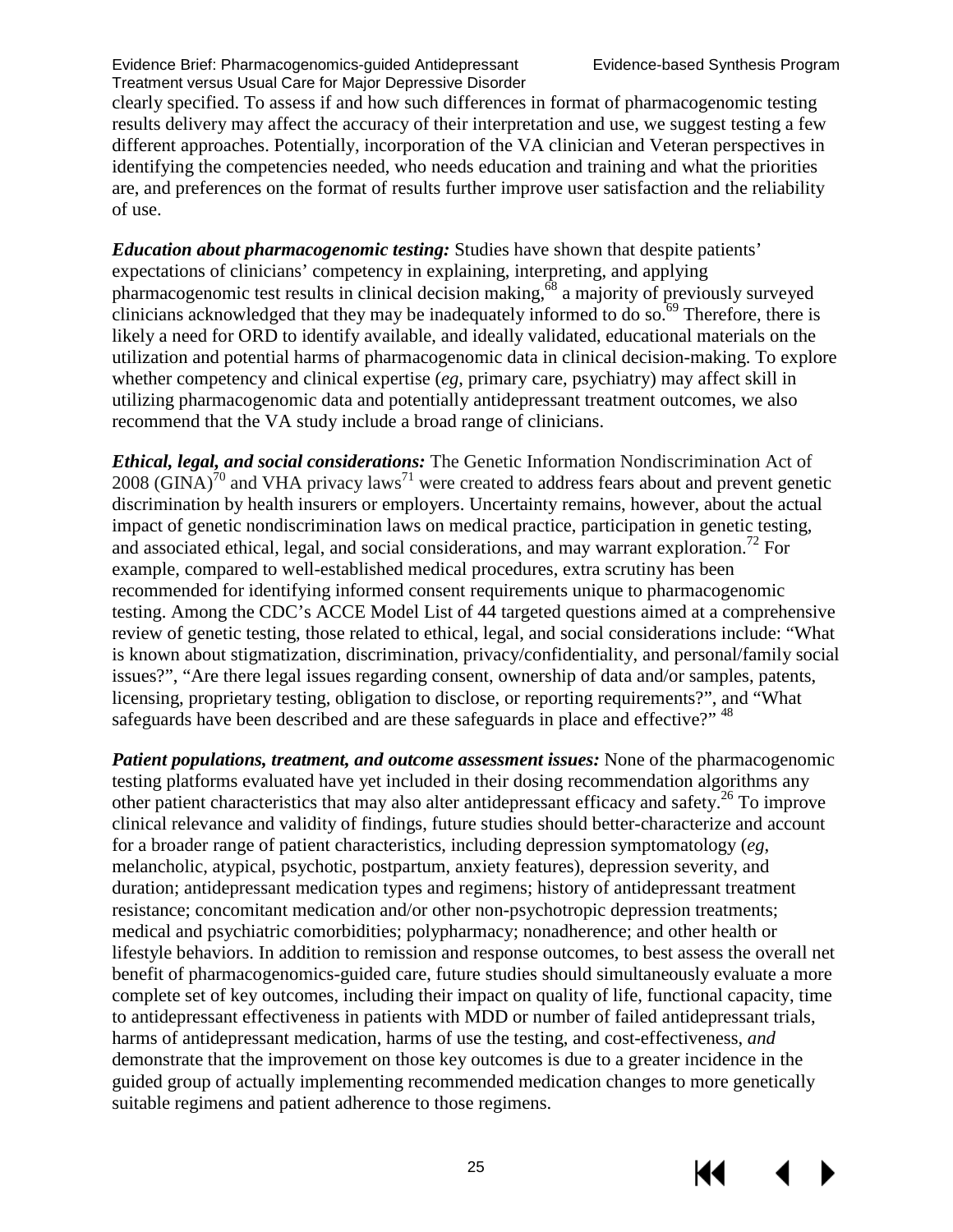clearly specified. To assess if and how such differences in format of pharmacogenomic testing results delivery may affect the accuracy of their interpretation and use, we suggest testing a few different approaches. Potentially, incorporation of the VA clinician and Veteran perspectives in identifying the competencies needed, who needs education and training and what the priorities are, and preferences on the format of results further improve user satisfaction and the reliability of use.

***Education about pharmacogenomic testing:*** Studies have shown that despite patients' expectations of clinicians' competency in explaining, interpreting, and applying pharmacogenomic test results in clinical decision making,[68] a majority of previously surveyed clinicians acknowledged that they may be inadequately informed to do so.[69] Therefore, there is likely a need for ORD to identify available, and ideally validated, educational materials on the utilization and potential harms of pharmacogenomic data in clinical decision-making. To explore whether competency and clinical expertise (*eg*, primary care, psychiatry) may affect skill in utilizing pharmacogenomic data and potentially antidepressant treatment outcomes, we also recommend that the VA study include a broad range of clinicians.

***Ethical, legal, and social considerations:*** The Genetic Information Nondiscrimination Act of 2008 (GINA)[70] and VHA privacy laws[71] were created to address fears about and prevent genetic discrimination by health insurers or employers. Uncertainty remains, however, about the actual impact of genetic nondiscrimination laws on medical practice, participation in genetic testing, and associated ethical, legal, and social considerations, and may warrant exploration.[72] For example, compared to well-established medical procedures, extra scrutiny has been recommended for identifying informed consent requirements unique to pharmacogenomic testing. Among the CDC's ACCE Model List of 44 targeted questions aimed at a comprehensive review of genetic testing, those related to ethical, legal, and social considerations include: "What is known about stigmatization, discrimination, privacy/confidentiality, and personal/family social issues?", "Are there legal issues regarding consent, ownership of data and/or samples, patents, licensing, proprietary testing, obligation to disclose, or reporting requirements?", and "What safeguards have been described and are these safeguards in place and effective?" [48]

***Patient populations, treatment, and outcome assessment issues:*** None of the pharmacogenomic testing platforms evaluated have yet included in their dosing recommendation algorithms any other patient characteristics that may also alter antidepressant efficacy and safety.[26] To improve clinical relevance and validity of findings, future studies should better-characterize and account for a broader range of patient characteristics, including depression symptomatology (*eg*, melancholic, atypical, psychotic, postpartum, anxiety features), depression severity, and duration; antidepressant medication types and regimens; history of antidepressant treatment resistance; concomitant medication and/or other non-psychotropic depression treatments; medical and psychiatric comorbidities; polypharmacy; nonadherence; and other health or lifestyle behaviors. In addition to remission and response outcomes, to best assess the overall net benefit of pharmacogenomics-guided care, future studies should simultaneously evaluate a more complete set of key outcomes, including their impact on quality of life, functional capacity, time to antidepressant effectiveness in patients with MDD or number of failed antidepressant trials, harms of antidepressant medication, harms of use the testing, and cost-effectiveness, *and* demonstrate that the improvement on those key outcomes is due to a greater incidence in the guided group of actually implementing recommended medication changes to more genetically suitable regimens and patient adherence to those regimens.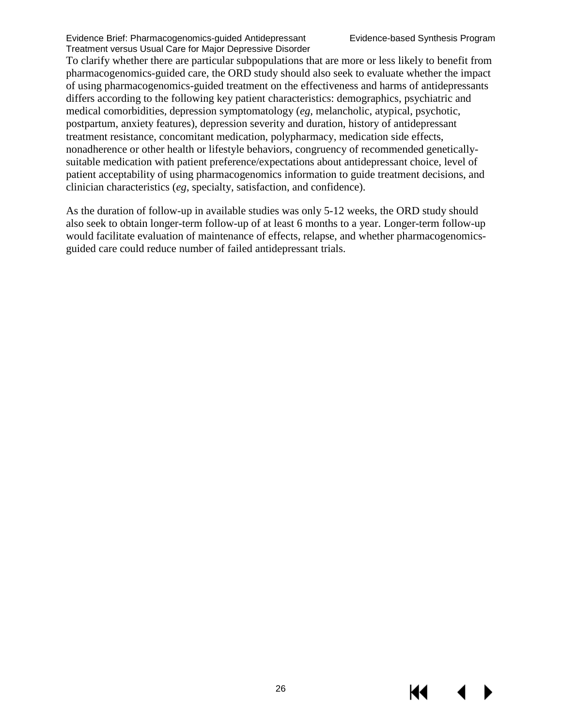To clarify whether there are particular subpopulations that are more or less likely to benefit from pharmacogenomics-guided care, the ORD study should also seek to evaluate whether the impact of using pharmacogenomics-guided treatment on the effectiveness and harms of antidepressants differs according to the following key patient characteristics: demographics, psychiatric and medical comorbidities, depression symptomatology (*eg*, melancholic, atypical, psychotic, postpartum, anxiety features), depression severity and duration, history of antidepressant treatment resistance, concomitant medication, polypharmacy, medication side effects, nonadherence or other health or lifestyle behaviors, congruency of recommended genetically-suitable medication with patient preference/expectations about antidepressant choice, level of patient acceptability of using pharmacogenomics information to guide treatment decisions, and clinician characteristics (*eg*, specialty, satisfaction, and confidence).

As the duration of follow-up in available studies was only 5-12 weeks, the ORD study should also seek to obtain longer-term follow-up of at least 6 months to a year. Longer-term follow-up would facilitate evaluation of maintenance of effects, relapse, and whether pharmacogenomics-guided care could reduce number of failed antidepressant trials.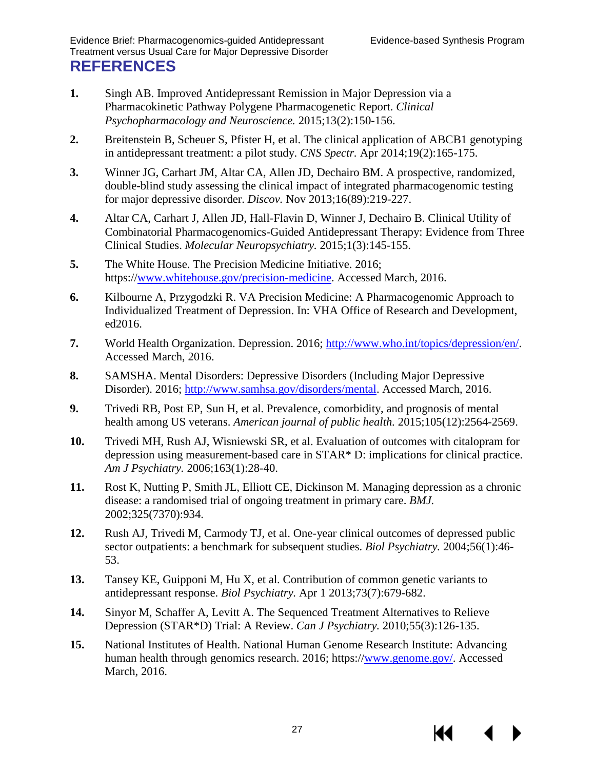# REFERENCES

1. Singh AB. Improved Antidepressant Remission in Major Depression via a Pharmacokinetic Pathway Polygene Pharmacogenetic Report. *Clinical Psychopharmacology and Neuroscience.* 2015;13(2):150-156.
2. Breitenstein B, Scheuer S, Pfister H, et al. The clinical application of ABCB1 genotyping in antidepressant treatment: a pilot study. *CNS Spectr.* Apr 2014;19(2):165-175.
3. Winner JG, Carhart JM, Altar CA, Allen JD, Dechairo BM. A prospective, randomized, double-blind study assessing the clinical impact of integrated pharmacogenomic testing for major depressive disorder. *Discov.* Nov 2013;16(89):219-227.
4. Altar CA, Carhart J, Allen JD, Hall-Flavin D, Winner J, Dechairo B. Clinical Utility of Combinatorial Pharmacogenomics-Guided Antidepressant Therapy: Evidence from Three Clinical Studies. *Molecular Neuropsychiatry.* 2015;1(3):145-155.
5. The White House. The Precision Medicine Initiative. 2016; https://www.whitehouse.gov/precision-medicine. Accessed March, 2016.
6. Kilbourne A, Przygodzki R. VA Precision Medicine: A Pharmacogenomic Approach to Individualized Treatment of Depression. In: VHA Office of Research and Development, ed2016.
7. World Health Organization. Depression. 2016; http://www.who.int/topics/depression/en/. Accessed March, 2016.
8. SAMSHA. Mental Disorders: Depressive Disorders (Including Major Depressive Disorder). 2016; http://www.samhsa.gov/disorders/mental. Accessed March, 2016.
9. Trivedi RB, Post EP, Sun H, et al. Prevalence, comorbidity, and prognosis of mental health among US veterans. *American journal of public health.* 2015;105(12):2564-2569.
10. Trivedi MH, Rush AJ, Wisniewski SR, et al. Evaluation of outcomes with citalopram for depression using measurement-based care in STAR* D: implications for clinical practice. *Am J Psychiatry.* 2006;163(1):28-40.
11. Rost K, Nutting P, Smith JL, Elliott CE, Dickinson M. Managing depression as a chronic disease: a randomised trial of ongoing treatment in primary care. *BMJ.* 2002;325(7370):934.
12. Rush AJ, Trivedi M, Carmody TJ, et al. One-year clinical outcomes of depressed public sector outpatients: a benchmark for subsequent studies. *Biol Psychiatry.* 2004;56(1):46-53.
13. Tansey KE, Guipponi M, Hu X, et al. Contribution of common genetic variants to antidepressant response. *Biol Psychiatry.* Apr 1 2013;73(7):679-682.
14. Sinyor M, Schaffer A, Levitt A. The Sequenced Treatment Alternatives to Relieve Depression (STAR*D) Trial: A Review. *Can J Psychiatry.* 2010;55(3):126-135.
15. National Institutes of Health. National Human Genome Research Institute: Advancing human health through genomics research. 2016; https://www.genome.gov/. Accessed March, 2016.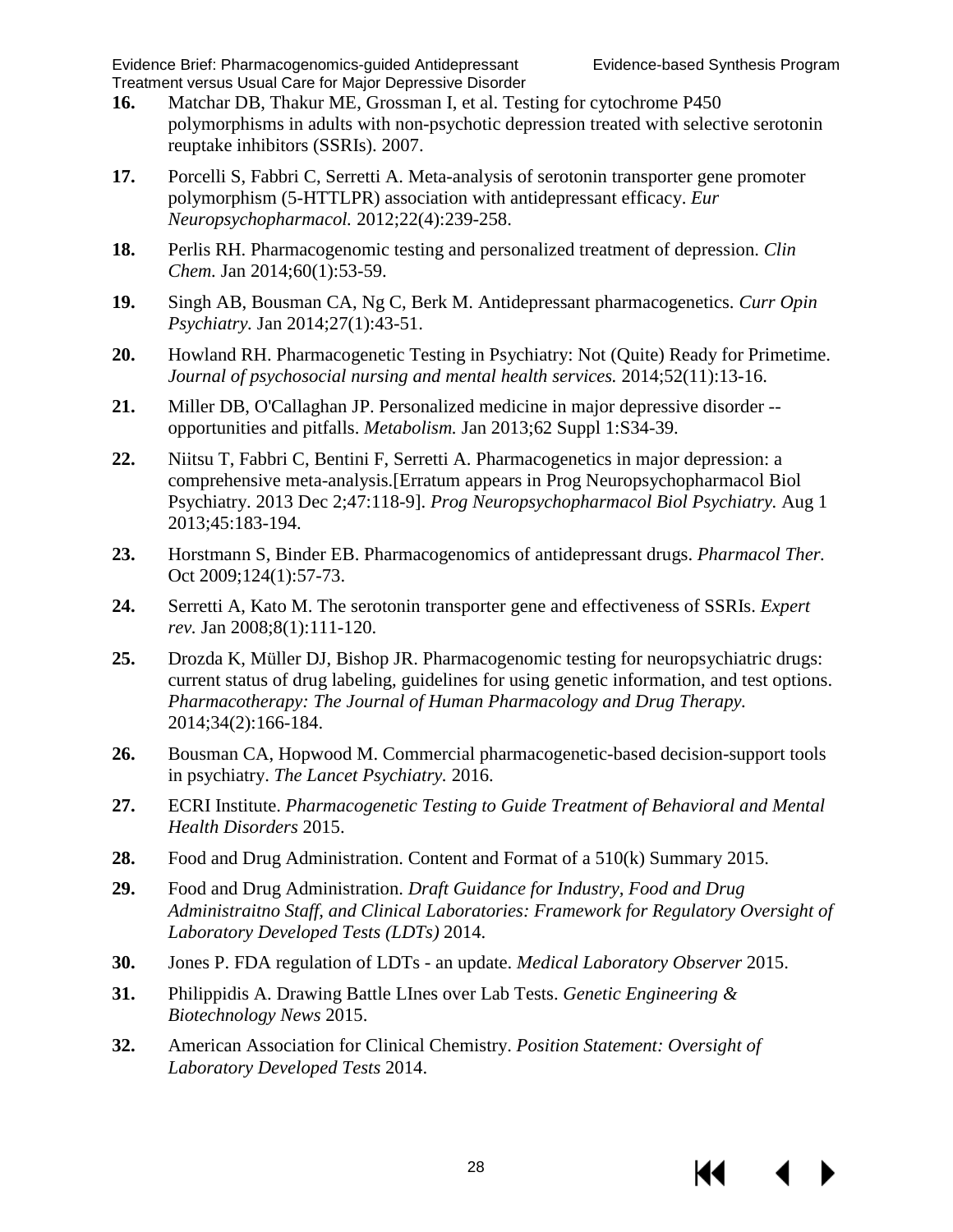16. Matchar DB, Thakur ME, Grossman I, et al. Testing for cytochrome P450 polymorphisms in adults with non-psychotic depression treated with selective serotonin reuptake inhibitors (SSRIs). 2007.

17. Porcelli S, Fabbri C, Serretti A. Meta-analysis of serotonin transporter gene promoter polymorphism (5-HTTLPR) association with antidepressant efficacy. *Eur Neuropsychopharmacol.* 2012;22(4):239-258.

18. Perlis RH. Pharmacogenomic testing and personalized treatment of depression. *Clin Chem.* Jan 2014;60(1):53-59.

19. Singh AB, Bousman CA, Ng C, Berk M. Antidepressant pharmacogenetics. *Curr Opin Psychiatry.* Jan 2014;27(1):43-51.

20. Howland RH. Pharmacogenetic Testing in Psychiatry: Not (Quite) Ready for Primetime. *Journal of psychosocial nursing and mental health services.* 2014;52(11):13-16.

21. Miller DB, O'Callaghan JP. Personalized medicine in major depressive disorder -- opportunities and pitfalls. *Metabolism.* Jan 2013;62 Suppl 1:S34-39.

22. Niitsu T, Fabbri C, Bentini F, Serretti A. Pharmacogenetics in major depression: a comprehensive meta-analysis.[Erratum appears in Prog Neuropsychopharmacol Biol Psychiatry. 2013 Dec 2;47:118-9]. *Prog Neuropsychopharmacol Biol Psychiatry.* Aug 1 2013;45:183-194.

23. Horstmann S, Binder EB. Pharmacogenomics of antidepressant drugs. *Pharmacol Ther.* Oct 2009;124(1):57-73.

24. Serretti A, Kato M. The serotonin transporter gene and effectiveness of SSRIs. *Expert rev.* Jan 2008;8(1):111-120.

25. Drozda K, Müller DJ, Bishop JR. Pharmacogenomic testing for neuropsychiatric drugs: current status of drug labeling, guidelines for using genetic information, and test options. *Pharmacotherapy: The Journal of Human Pharmacology and Drug Therapy.* 2014;34(2):166-184.

26. Bousman CA, Hopwood M. Commercial pharmacogenetic-based decision-support tools in psychiatry. *The Lancet Psychiatry.* 2016.

27. ECRI Institute. *Pharmacogenetic Testing to Guide Treatment of Behavioral and Mental Health Disorders* 2015.

28. Food and Drug Administration. Content and Format of a 510(k) Summary 2015.

29. Food and Drug Administration. *Draft Guidance for Industry, Food and Drug Administraitno Staff, and Clinical Laboratories: Framework for Regulatory Oversight of Laboratory Developed Tests (LDTs)* 2014.

30. Jones P. FDA regulation of LDTs - an update. *Medical Laboratory Observer* 2015.

31. Philippidis A. Drawing Battle LInes over Lab Tests. *Genetic Engineering & Biotechnology News* 2015.

32. American Association for Clinical Chemistry. *Position Statement: Oversight of Laboratory Developed Tests* 2014.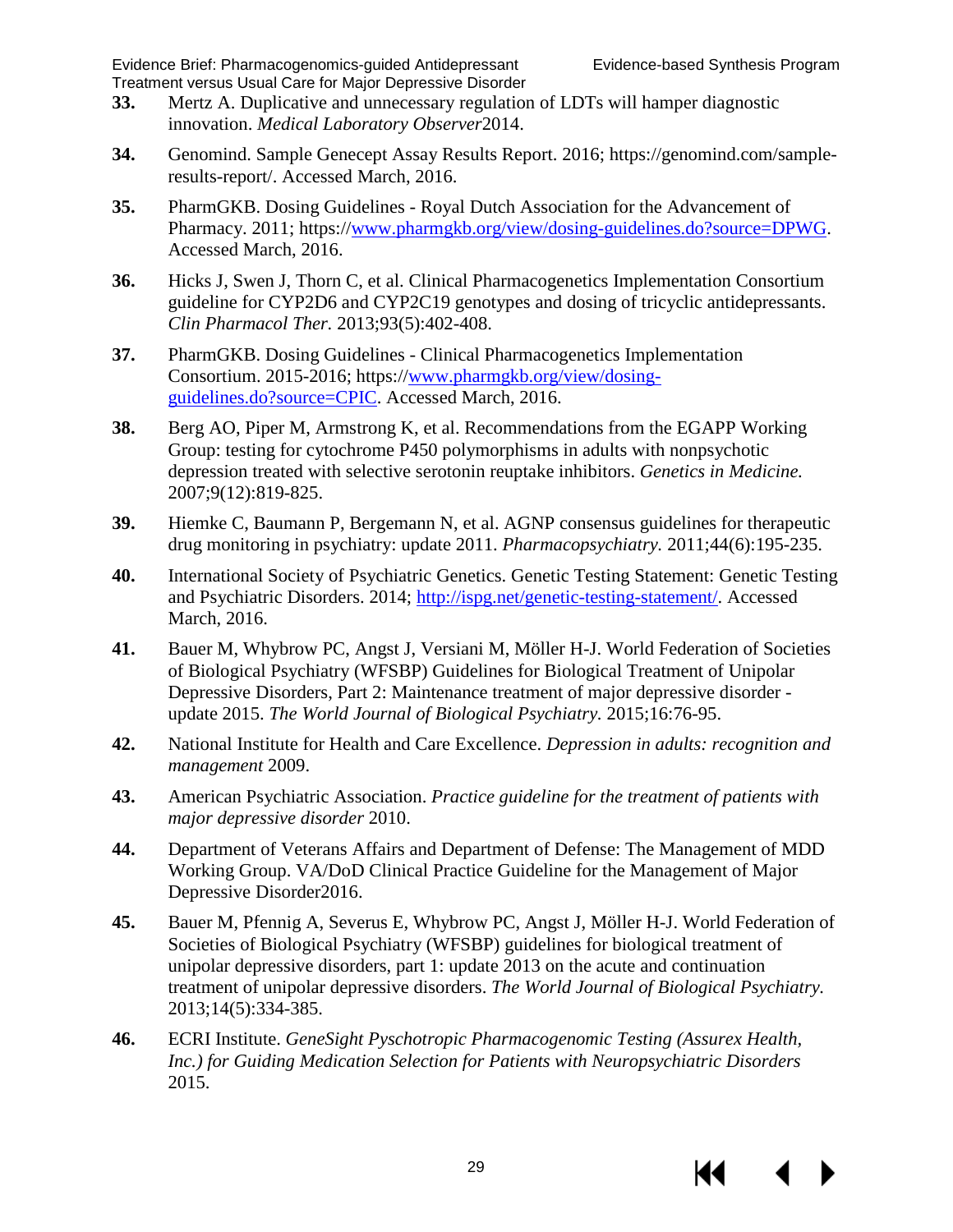**33.** Mertz A. Duplicative and unnecessary regulation of LDTs will hamper diagnostic innovation. *Medical Laboratory Observer*2014.

**34.** Genomind. Sample Genecept Assay Results Report. 2016; https://genomind.com/sample-results-report/. Accessed March, 2016.

**35.** PharmGKB. Dosing Guidelines - Royal Dutch Association for the Advancement of Pharmacy. 2011; https://www.pharmgkb.org/view/dosing-guidelines.do?source=DPWG. Accessed March, 2016.

**36.** Hicks J, Swen J, Thorn C, et al. Clinical Pharmacogenetics Implementation Consortium guideline for CYP2D6 and CYP2C19 genotypes and dosing of tricyclic antidepressants. *Clin Pharmacol Ther.* 2013;93(5):402-408.

**37.** PharmGKB. Dosing Guidelines - Clinical Pharmacogenetics Implementation Consortium. 2015-2016; https://www.pharmgkb.org/view/dosing-guidelines.do?source=CPIC. Accessed March, 2016.

**38.** Berg AO, Piper M, Armstrong K, et al. Recommendations from the EGAPP Working Group: testing for cytochrome P450 polymorphisms in adults with nonpsychotic depression treated with selective serotonin reuptake inhibitors. *Genetics in Medicine.* 2007;9(12):819-825.

**39.** Hiemke C, Baumann P, Bergemann N, et al. AGNP consensus guidelines for therapeutic drug monitoring in psychiatry: update 2011. *Pharmacopsychiatry.* 2011;44(6):195-235.

**40.** International Society of Psychiatric Genetics. Genetic Testing Statement: Genetic Testing and Psychiatric Disorders. 2014; http://ispg.net/genetic-testing-statement/. Accessed March, 2016.

**41.** Bauer M, Whybrow PC, Angst J, Versiani M, Möller H-J. World Federation of Societies of Biological Psychiatry (WFSBP) Guidelines for Biological Treatment of Unipolar Depressive Disorders, Part 2: Maintenance treatment of major depressive disorder - update 2015. *The World Journal of Biological Psychiatry.* 2015;16:76-95.

**42.** National Institute for Health and Care Excellence. *Depression in adults: recognition and management* 2009.

**43.** American Psychiatric Association. *Practice guideline for the treatment of patients with major depressive disorder* 2010.

**44.** Department of Veterans Affairs and Department of Defense: The Management of MDD Working Group. VA/DoD Clinical Practice Guideline for the Management of Major Depressive Disorder2016.

**45.** Bauer M, Pfennig A, Severus E, Whybrow PC, Angst J, Möller H-J. World Federation of Societies of Biological Psychiatry (WFSBP) guidelines for biological treatment of unipolar depressive disorders, part 1: update 2013 on the acute and continuation treatment of unipolar depressive disorders. *The World Journal of Biological Psychiatry.* 2013;14(5):334-385.

**46.** ECRI Institute. *GeneSight Pyschotropic Pharmacogenomic Testing (Assurex Health, Inc.) for Guiding Medication Selection for Patients with Neuropsychiatric Disorders* 2015.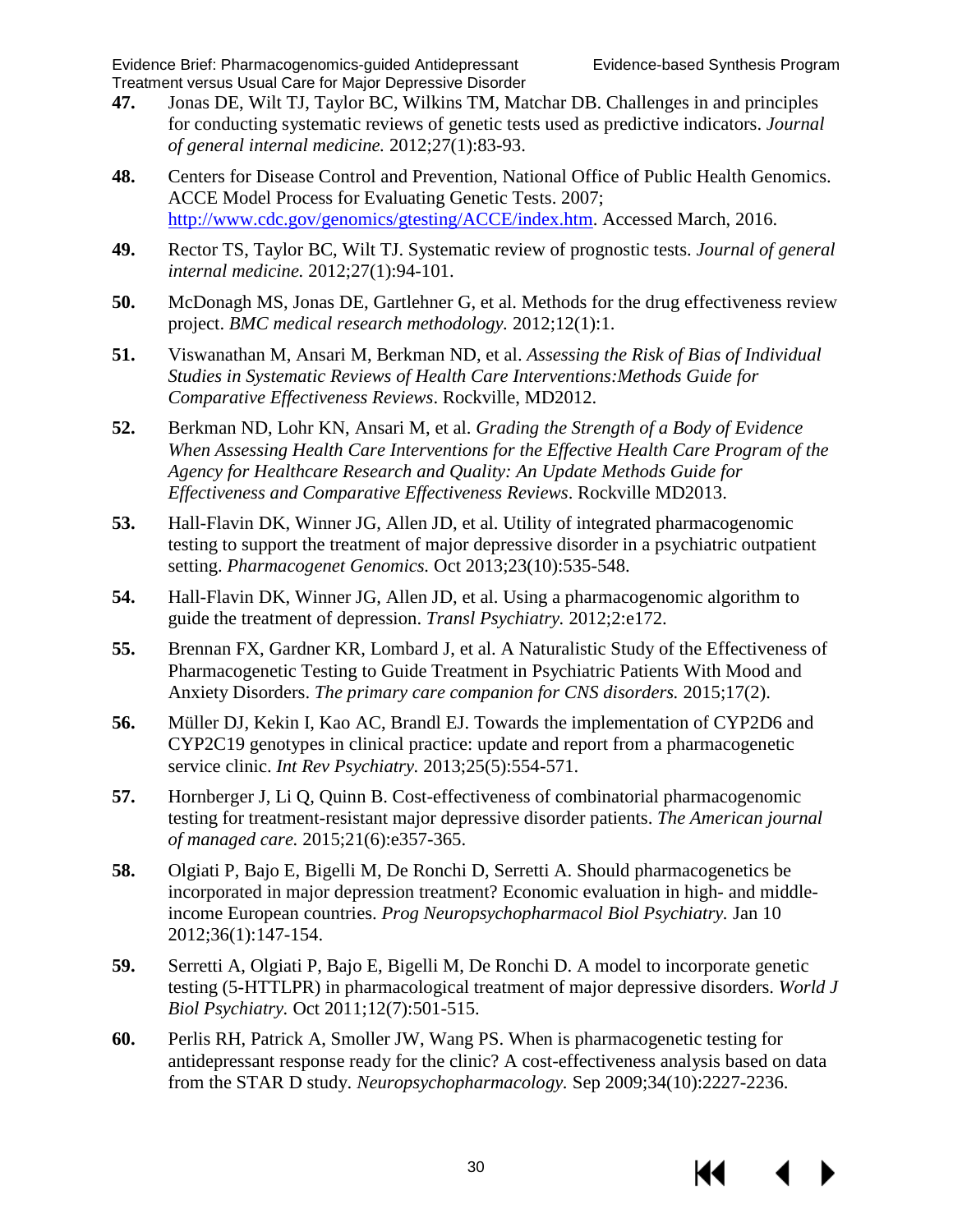**47.** Jonas DE, Wilt TJ, Taylor BC, Wilkins TM, Matchar DB. Challenges in and principles for conducting systematic reviews of genetic tests used as predictive indicators. *Journal of general internal medicine.* 2012;27(1):83-93.

**48.** Centers for Disease Control and Prevention, National Office of Public Health Genomics. ACCE Model Process for Evaluating Genetic Tests. 2007; http://www.cdc.gov/genomics/gtesting/ACCE/index.htm. Accessed March, 2016.

**49.** Rector TS, Taylor BC, Wilt TJ. Systematic review of prognostic tests. *Journal of general internal medicine.* 2012;27(1):94-101.

**50.** McDonagh MS, Jonas DE, Gartlehner G, et al. Methods for the drug effectiveness review project. *BMC medical research methodology.* 2012;12(1):1.

**51.** Viswanathan M, Ansari M, Berkman ND, et al. *Assessing the Risk of Bias of Individual Studies in Systematic Reviews of Health Care Interventions:Methods Guide for Comparative Effectiveness Reviews*. Rockville, MD2012.

**52.** Berkman ND, Lohr KN, Ansari M, et al. *Grading the Strength of a Body of Evidence When Assessing Health Care Interventions for the Effective Health Care Program of the Agency for Healthcare Research and Quality: An Update Methods Guide for Effectiveness and Comparative Effectiveness Reviews*. Rockville MD2013.

**53.** Hall-Flavin DK, Winner JG, Allen JD, et al. Utility of integrated pharmacogenomic testing to support the treatment of major depressive disorder in a psychiatric outpatient setting. *Pharmacogenet Genomics.* Oct 2013;23(10):535-548.

**54.** Hall-Flavin DK, Winner JG, Allen JD, et al. Using a pharmacogenomic algorithm to guide the treatment of depression. *Transl Psychiatry.* 2012;2:e172.

**55.** Brennan FX, Gardner KR, Lombard J, et al. A Naturalistic Study of the Effectiveness of Pharmacogenetic Testing to Guide Treatment in Psychiatric Patients With Mood and Anxiety Disorders. *The primary care companion for CNS disorders.* 2015;17(2).

**56.** Müller DJ, Kekin I, Kao AC, Brandl EJ. Towards the implementation of CYP2D6 and CYP2C19 genotypes in clinical practice: update and report from a pharmacogenetic service clinic. *Int Rev Psychiatry.* 2013;25(5):554-571.

**57.** Hornberger J, Li Q, Quinn B. Cost-effectiveness of combinatorial pharmacogenomic testing for treatment-resistant major depressive disorder patients. *The American journal of managed care.* 2015;21(6):e357-365.

**58.** Olgiati P, Bajo E, Bigelli M, De Ronchi D, Serretti A. Should pharmacogenetics be incorporated in major depression treatment? Economic evaluation in high- and middle-income European countries. *Prog Neuropsychopharmacol Biol Psychiatry.* Jan 10 2012;36(1):147-154.

**59.** Serretti A, Olgiati P, Bajo E, Bigelli M, De Ronchi D. A model to incorporate genetic testing (5-HTTLPR) in pharmacological treatment of major depressive disorders. *World J Biol Psychiatry.* Oct 2011;12(7):501-515.

**60.** Perlis RH, Patrick A, Smoller JW, Wang PS. When is pharmacogenetic testing for antidepressant response ready for the clinic? A cost-effectiveness analysis based on data from the STAR D study. *Neuropsychopharmacology.* Sep 2009;34(10):2227-2236.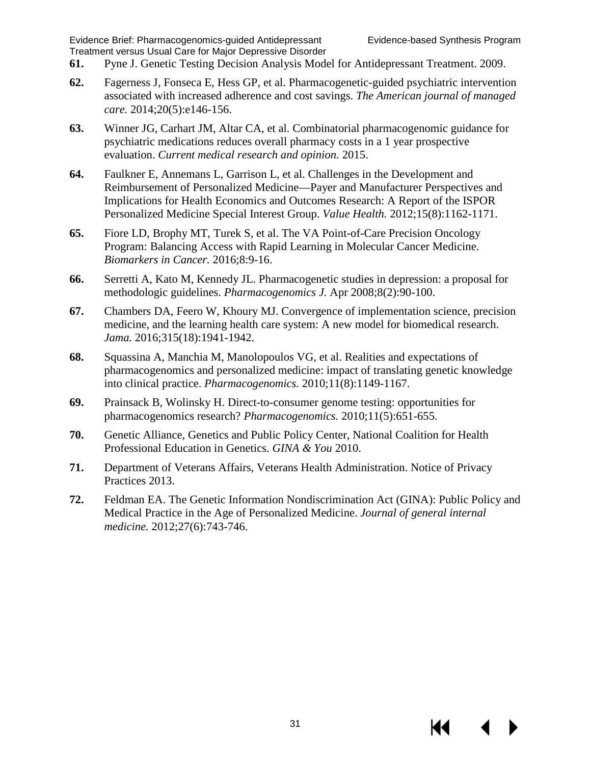**61.** Pyne J. Genetic Testing Decision Analysis Model for Antidepressant Treatment. 2009.

**62.** Fagerness J, Fonseca E, Hess GP, et al. Pharmacogenetic-guided psychiatric intervention associated with increased adherence and cost savings. *The American journal of managed care.* 2014;20(5):e146-156.

**63.** Winner JG, Carhart JM, Altar CA, et al. Combinatorial pharmacogenomic guidance for psychiatric medications reduces overall pharmacy costs in a 1 year prospective evaluation. *Current medical research and opinion.* 2015.

**64.** Faulkner E, Annemans L, Garrison L, et al. Challenges in the Development and Reimbursement of Personalized Medicine—Payer and Manufacturer Perspectives and Implications for Health Economics and Outcomes Research: A Report of the ISPOR Personalized Medicine Special Interest Group. *Value Health.* 2012;15(8):1162-1171.

**65.** Fiore LD, Brophy MT, Turek S, et al. The VA Point-of-Care Precision Oncology Program: Balancing Access with Rapid Learning in Molecular Cancer Medicine. *Biomarkers in Cancer.* 2016;8:9-16.

**66.** Serretti A, Kato M, Kennedy JL. Pharmacogenetic studies in depression: a proposal for methodologic guidelines. *Pharmacogenomics J.* Apr 2008;8(2):90-100.

**67.** Chambers DA, Feero W, Khoury MJ. Convergence of implementation science, precision medicine, and the learning health care system: A new model for biomedical research. *Jama.* 2016;315(18):1941-1942.

**68.** Squassina A, Manchia M, Manolopoulos VG, et al. Realities and expectations of pharmacogenomics and personalized medicine: impact of translating genetic knowledge into clinical practice. *Pharmacogenomics.* 2010;11(8):1149-1167.

**69.** Prainsack B, Wolinsky H. Direct-to-consumer genome testing: opportunities for pharmacogenomics research? *Pharmacogenomics.* 2010;11(5):651-655.

**70.** Genetic Alliance, Genetics and Public Policy Center, National Coalition for Health Professional Education in Genetics. *GINA & You* 2010.

**71.** Department of Veterans Affairs, Veterans Health Administration. Notice of Privacy Practices 2013.

**72.** Feldman EA. The Genetic Information Nondiscrimination Act (GINA): Public Policy and Medical Practice in the Age of Personalized Medicine. *Journal of general internal medicine.* 2012;27(6):743-746.